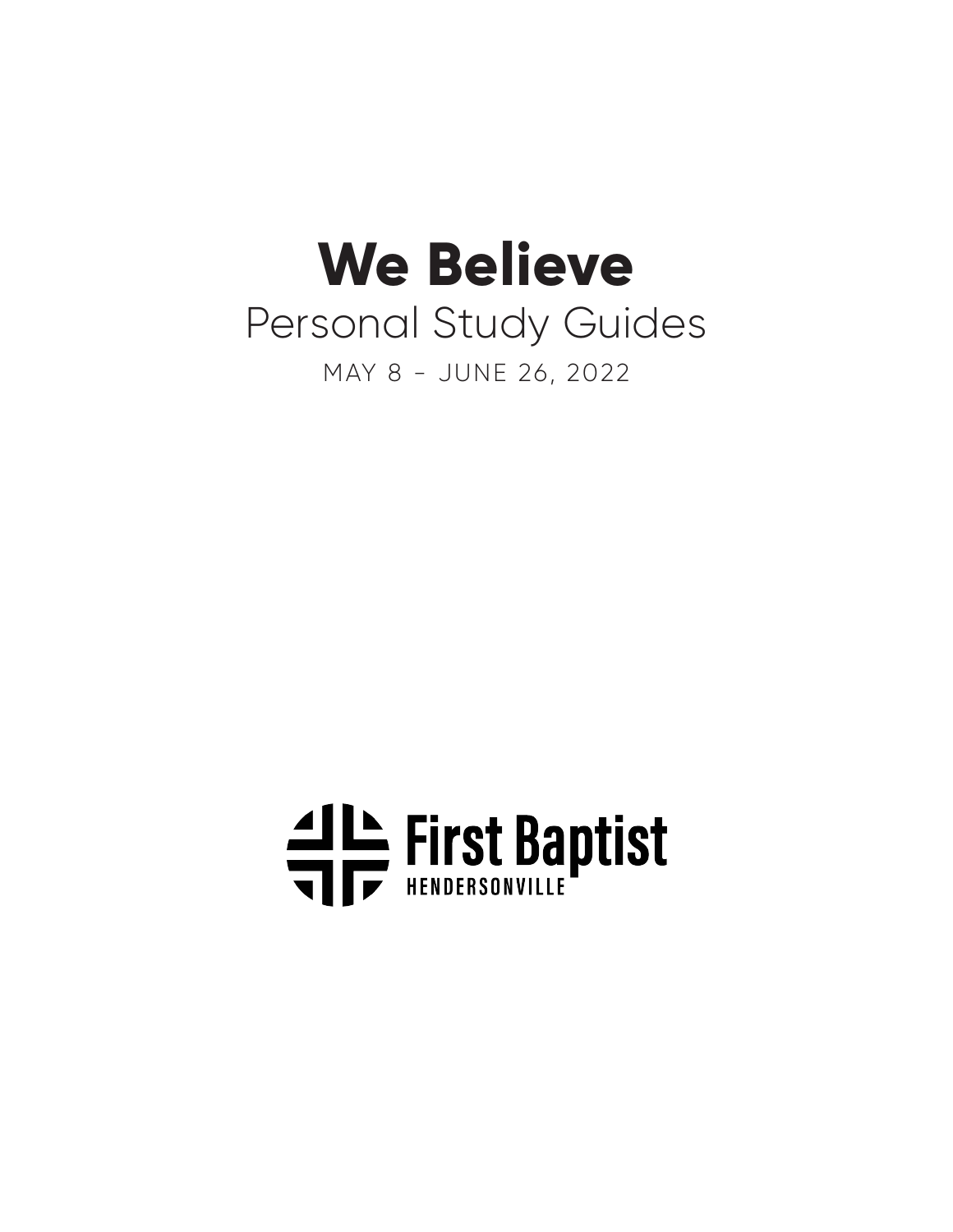# We Believe

## Personal Study Guides

MAY 8 - JUNE 26, 2022

First Baptist
HENDERSONVILLE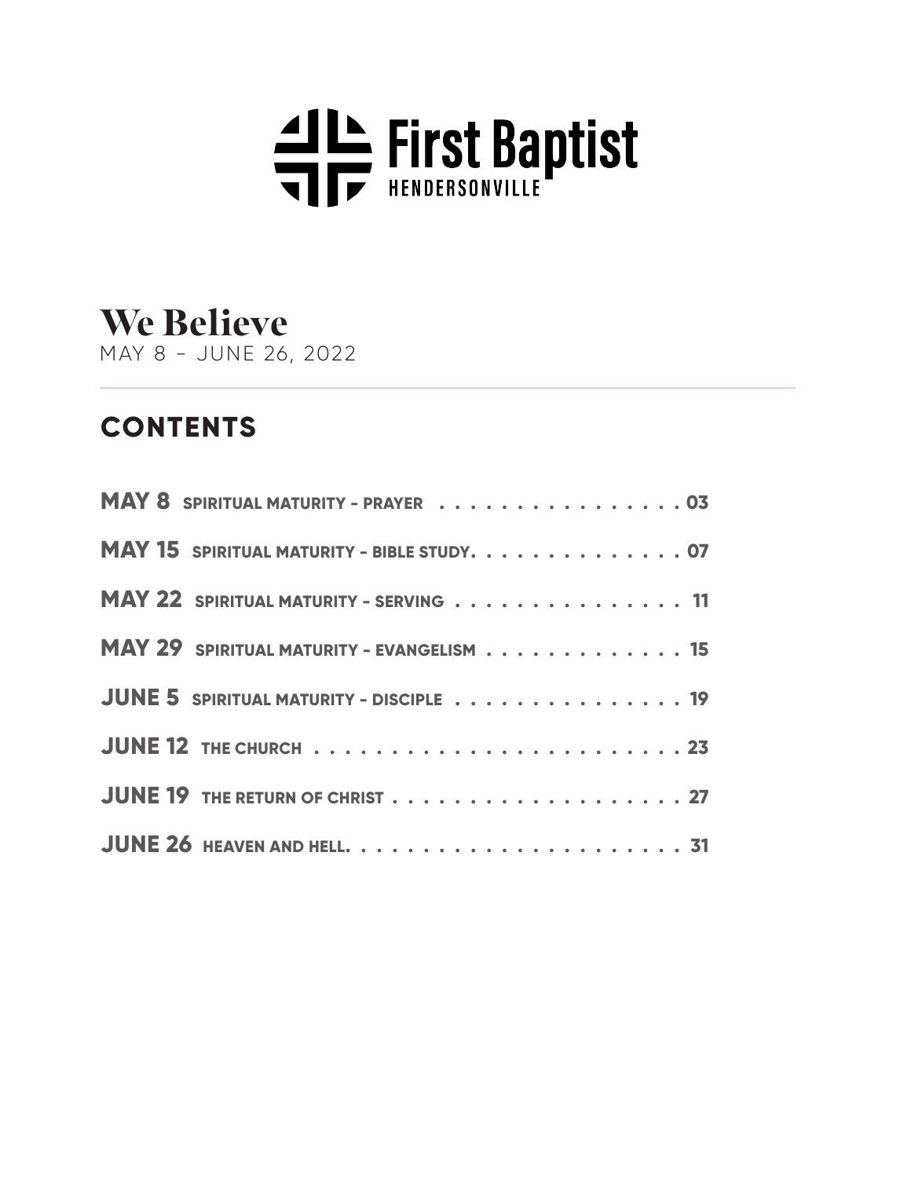First Baptist
HENDERSONVILLE

# We Believe

MAY 8 – JUNE 26, 2022

## CONTENTS

**MAY 8** SPIRITUAL MATURITY - PRAYER . . . . . . . . . . . . . . . . . 03

**MAY 15** SPIRITUAL MATURITY - BIBLE STUDY. . . . . . . . . . . . . . 07

**MAY 22** SPIRITUAL MATURITY - SERVING . . . . . . . . . . . . . . . . 11

**MAY 29** SPIRITUAL MATURITY - EVANGELISM . . . . . . . . . . . . . 15

**JUNE 5** SPIRITUAL MATURITY - DISCIPLE . . . . . . . . . . . . . . . . 19

**JUNE 12** THE CHURCH . . . . . . . . . . . . . . . . . . . . . . . . 23

**JUNE 19** THE RETURN OF CHRIST . . . . . . . . . . . . . . . . . . . . 27

**JUNE 26** HEAVEN AND HELL. . . . . . . . . . . . . . . . . . . . . . 31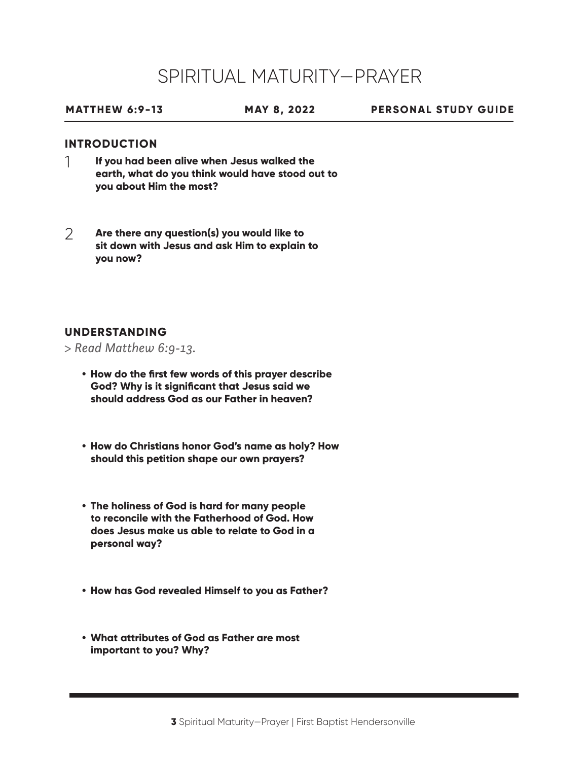# SPIRITUAL MATURITY—PRAYER

**MATTHEW 6:9-13** **MAY 8, 2022** **PERSONAL STUDY GUIDE**

## INTRODUCTION

1. **If you had been alive when Jesus walked the earth, what do you think would have stood out to you about Him the most?**

2. **Are there any question(s) you would like to sit down with Jesus and ask Him to explain to you now?**

## UNDERSTANDING

> *Read Matthew 6:9-13.*

- **How do the first few words of this prayer describe God? Why is it significant that Jesus said we should address God as our Father in heaven?**

- **How do Christians honor God's name as holy? How should this petition shape our own prayers?**

- **The holiness of God is hard for many people to reconcile with the Fatherhood of God. How does Jesus make us able to relate to God in a personal way?**

- **How has God revealed Himself to you as Father?**

- **What attributes of God as Father are most important to you? Why?**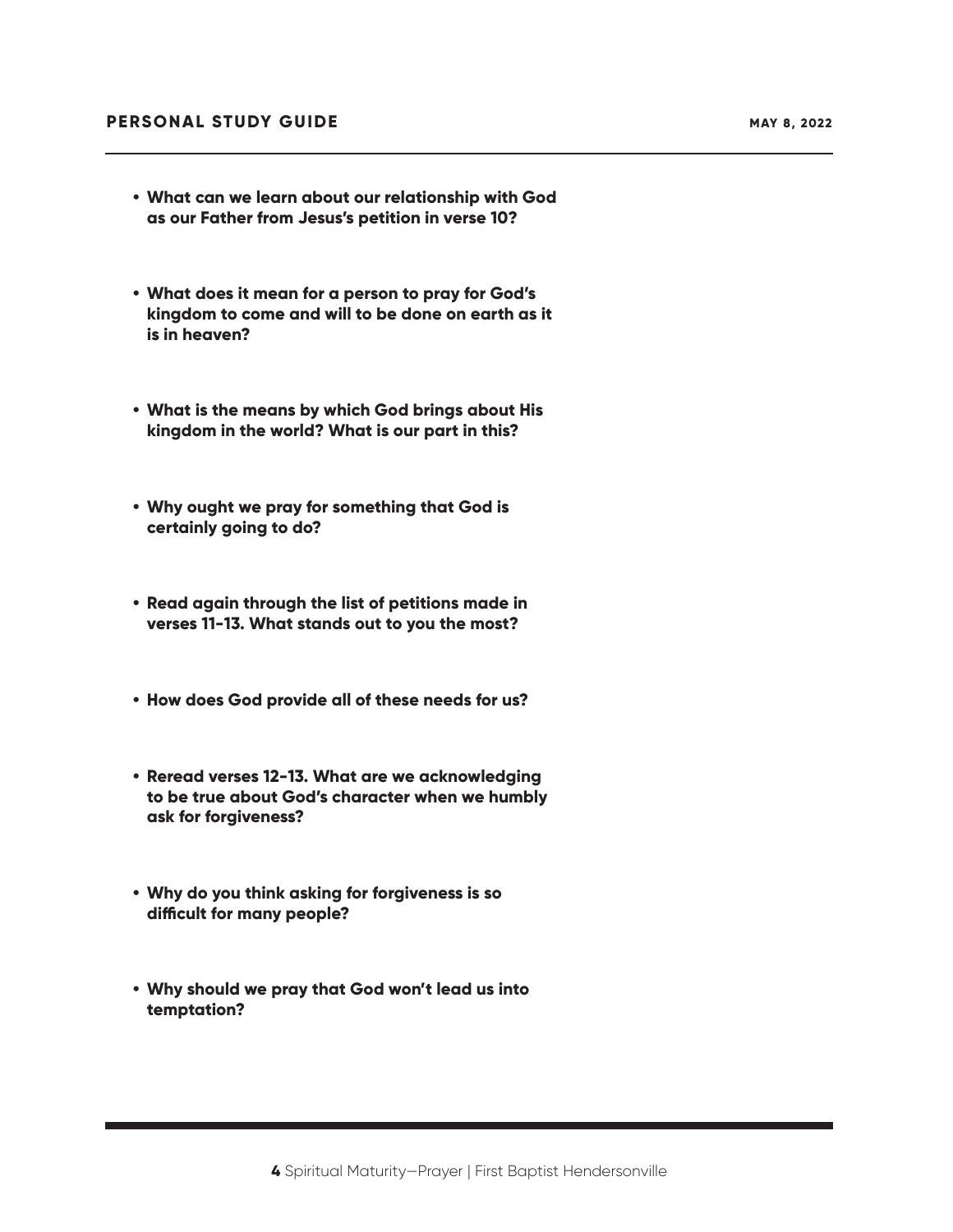- **What can we learn about our relationship with God as our Father from Jesus's petition in verse 10?**

- **What does it mean for a person to pray for God's kingdom to come and will to be done on earth as it is in heaven?**

- **What is the means by which God brings about His kingdom in the world? What is our part in this?**

- **Why ought we pray for something that God is certainly going to do?**

- **Read again through the list of petitions made in verses 11-13. What stands out to you the most?**

- **How does God provide all of these needs for us?**

- **Reread verses 12-13. What are we acknowledging to be true about God's character when we humbly ask for forgiveness?**

- **Why do you think asking for forgiveness is so difficult for many people?**

- **Why should we pray that God won't lead us into temptation?**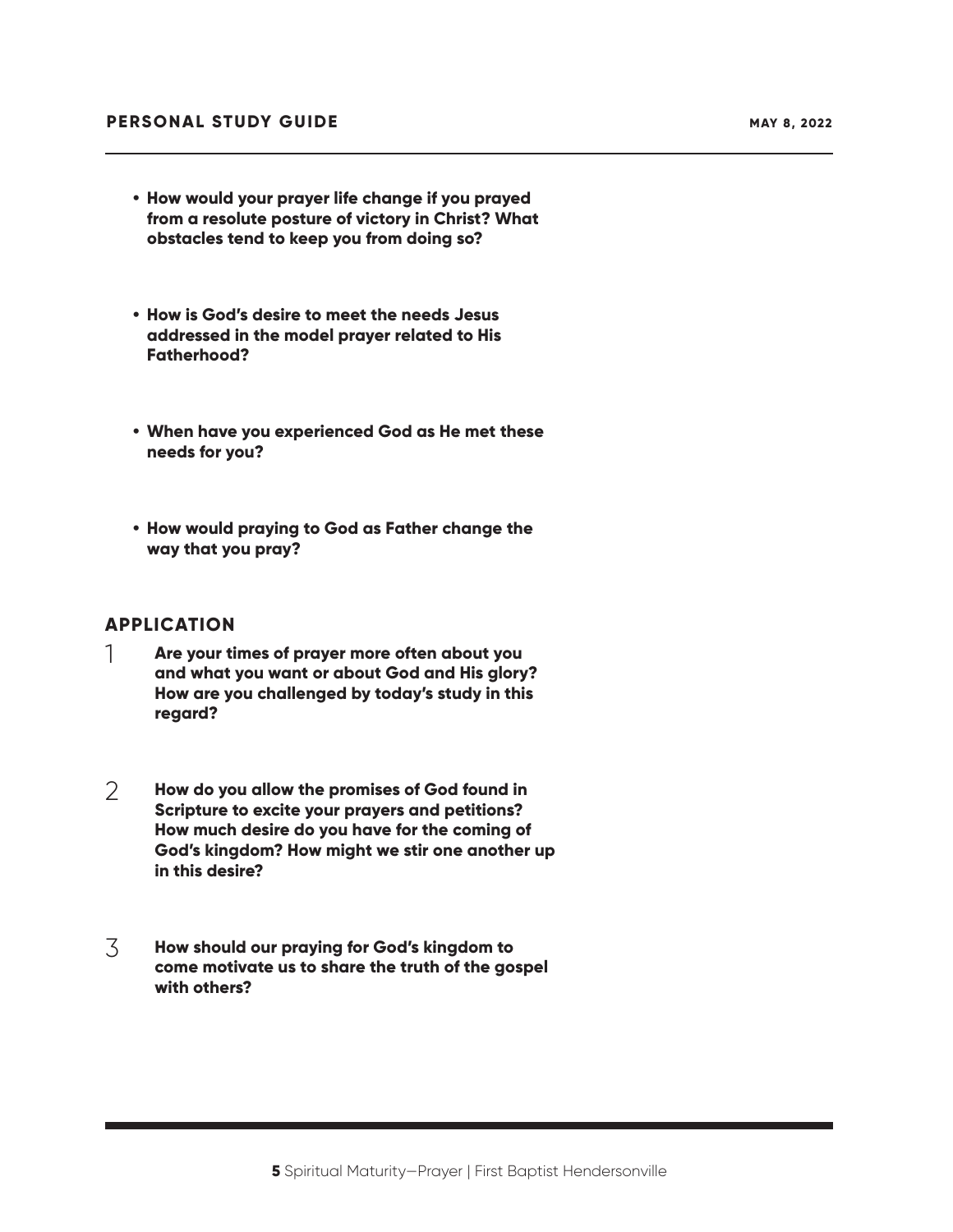- **How would your prayer life change if you prayed from a resolute posture of victory in Christ? What obstacles tend to keep you from doing so?**

- **How is God's desire to meet the needs Jesus addressed in the model prayer related to His Fatherhood?**

- **When have you experienced God as He met these needs for you?**

- **How would praying to God as Father change the way that you pray?**

## APPLICATION

1. **Are your times of prayer more often about you and what you want or about God and His glory? How are you challenged by today's study in this regard?**

2. **How do you allow the promises of God found in Scripture to excite your prayers and petitions? How much desire do you have for the coming of God's kingdom? How might we stir one another up in this desire?**

3. **How should our praying for God's kingdom to come motivate us to share the truth of the gospel with others?**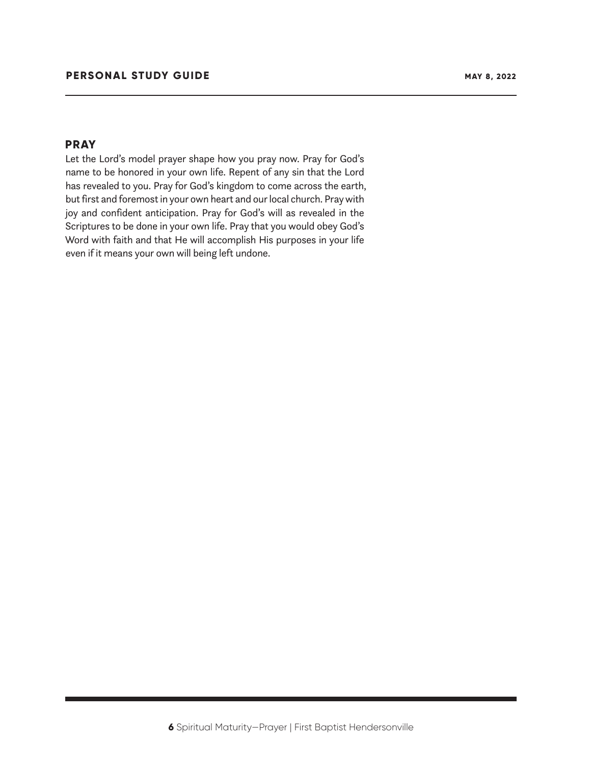## PRAY

Let the Lord's model prayer shape how you pray now. Pray for God's name to be honored in your own life. Repent of any sin that the Lord has revealed to you. Pray for God's kingdom to come across the earth, but first and foremost in your own heart and our local church. Pray with joy and confident anticipation. Pray for God's will as revealed in the Scriptures to be done in your own life. Pray that you would obey God's Word with faith and that He will accomplish His purposes in your life even if it means your own will being left undone.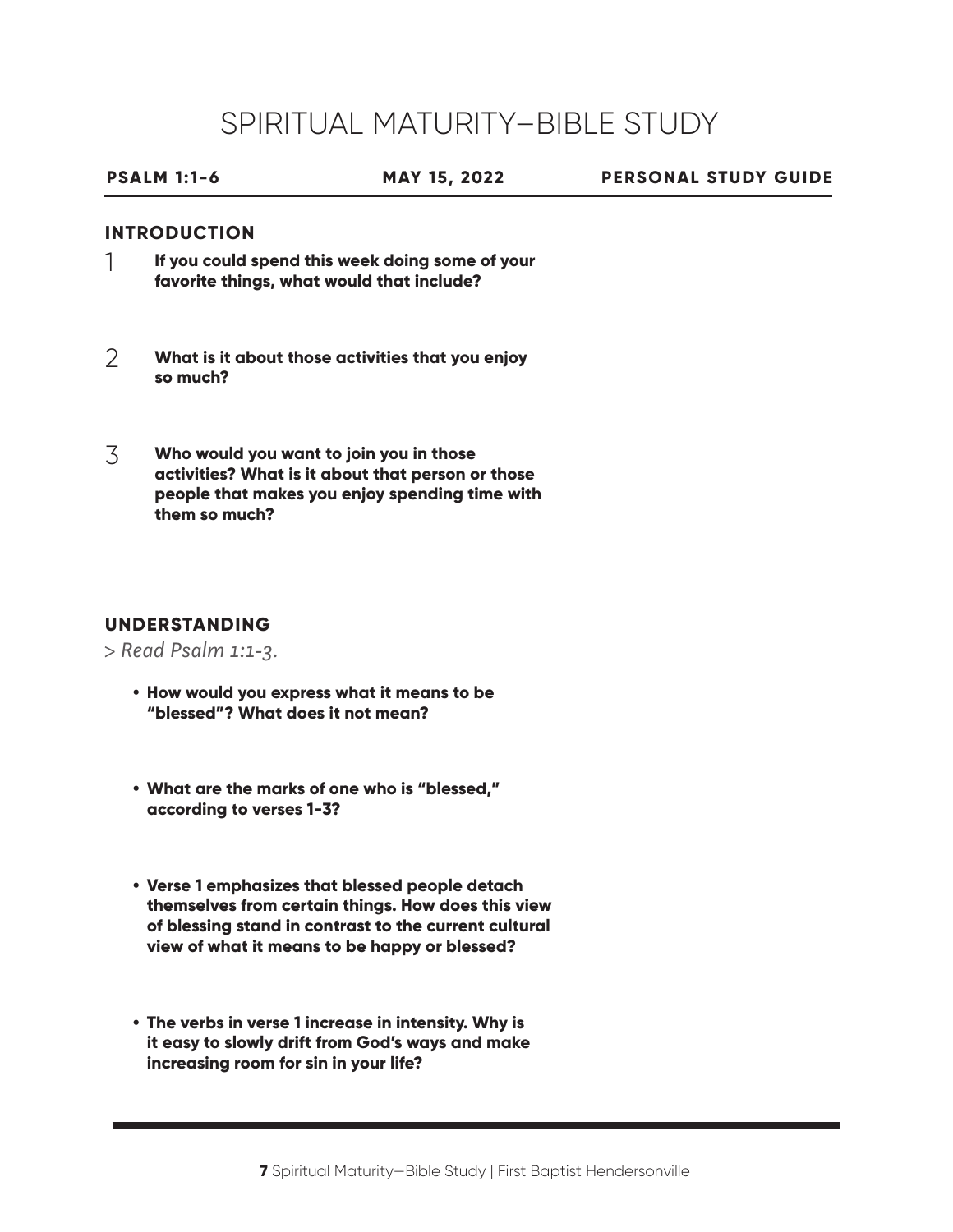# SPIRITUAL MATURITY—BIBLE STUDY

**PSALM 1:1-6** **MAY 15, 2022** **PERSONAL STUDY GUIDE**

## INTRODUCTION

1. **If you could spend this week doing some of your favorite things, what would that include?**

2. **What is it about those activities that you enjoy so much?**

3. **Who would you want to join you in those activities? What is it about that person or those people that makes you enjoy spending time with them so much?**

## UNDERSTANDING

> *Read Psalm 1:1-3.*

- **How would you express what it means to be "blessed"? What does it not mean?**

- **What are the marks of one who is "blessed," according to verses 1-3?**

- **Verse 1 emphasizes that blessed people detach themselves from certain things. How does this view of blessing stand in contrast to the current cultural view of what it means to be happy or blessed?**

- **The verbs in verse 1 increase in intensity. Why is it easy to slowly drift from God's ways and make increasing room for sin in your life?**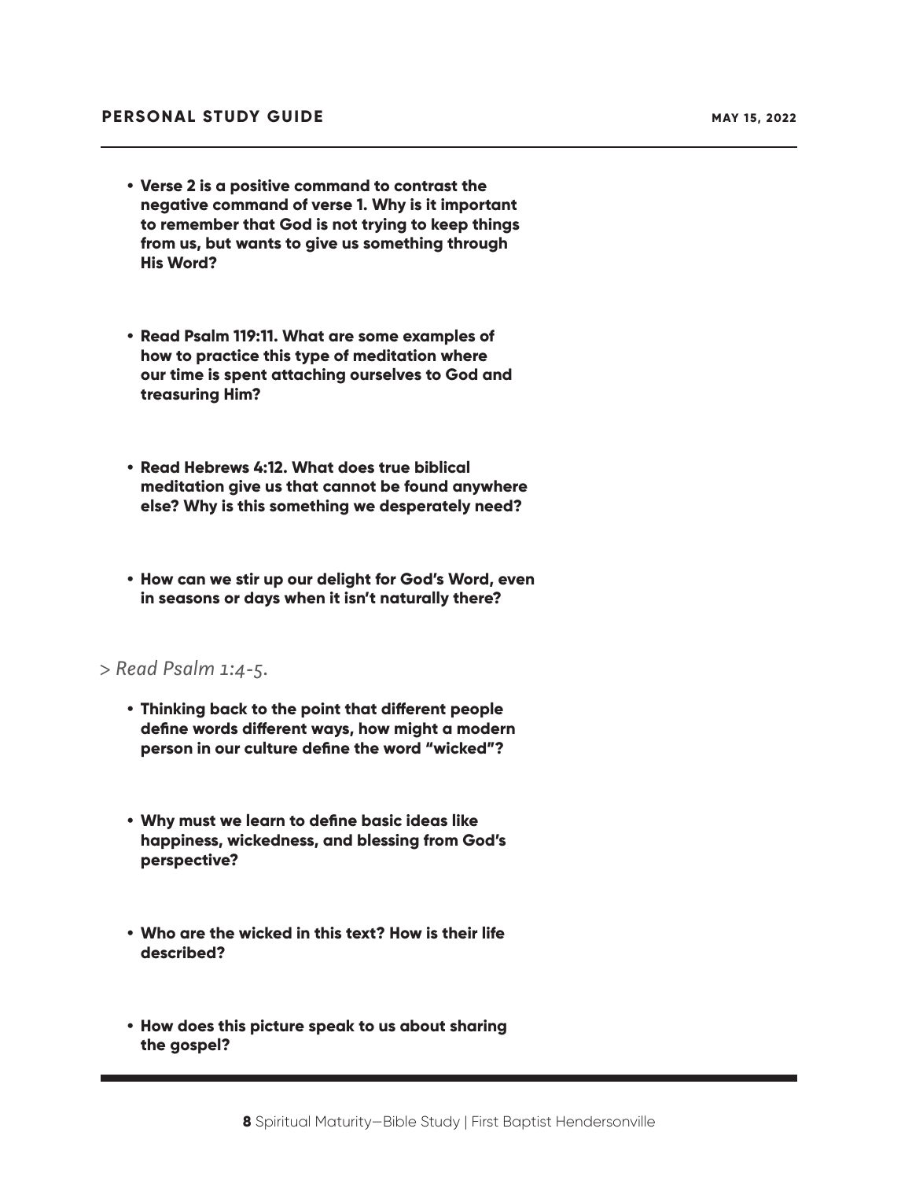- **Verse 2 is a positive command to contrast the negative command of verse 1. Why is it important to remember that God is not trying to keep things from us, but wants to give us something through His Word?**

- **Read Psalm 119:11. What are some examples of how to practice this type of meditation where our time is spent attaching ourselves to God and treasuring Him?**

- **Read Hebrews 4:12. What does true biblical meditation give us that cannot be found anywhere else? Why is this something we desperately need?**

- **How can we stir up our delight for God's Word, even in seasons or days when it isn't naturally there?**

*> Read Psalm 1:4-5.*

- **Thinking back to the point that different people define words different ways, how might a modern person in our culture define the word "wicked"?**

- **Why must we learn to define basic ideas like happiness, wickedness, and blessing from God's perspective?**

- **Who are the wicked in this text? How is their life described?**

- **How does this picture speak to us about sharing the gospel?**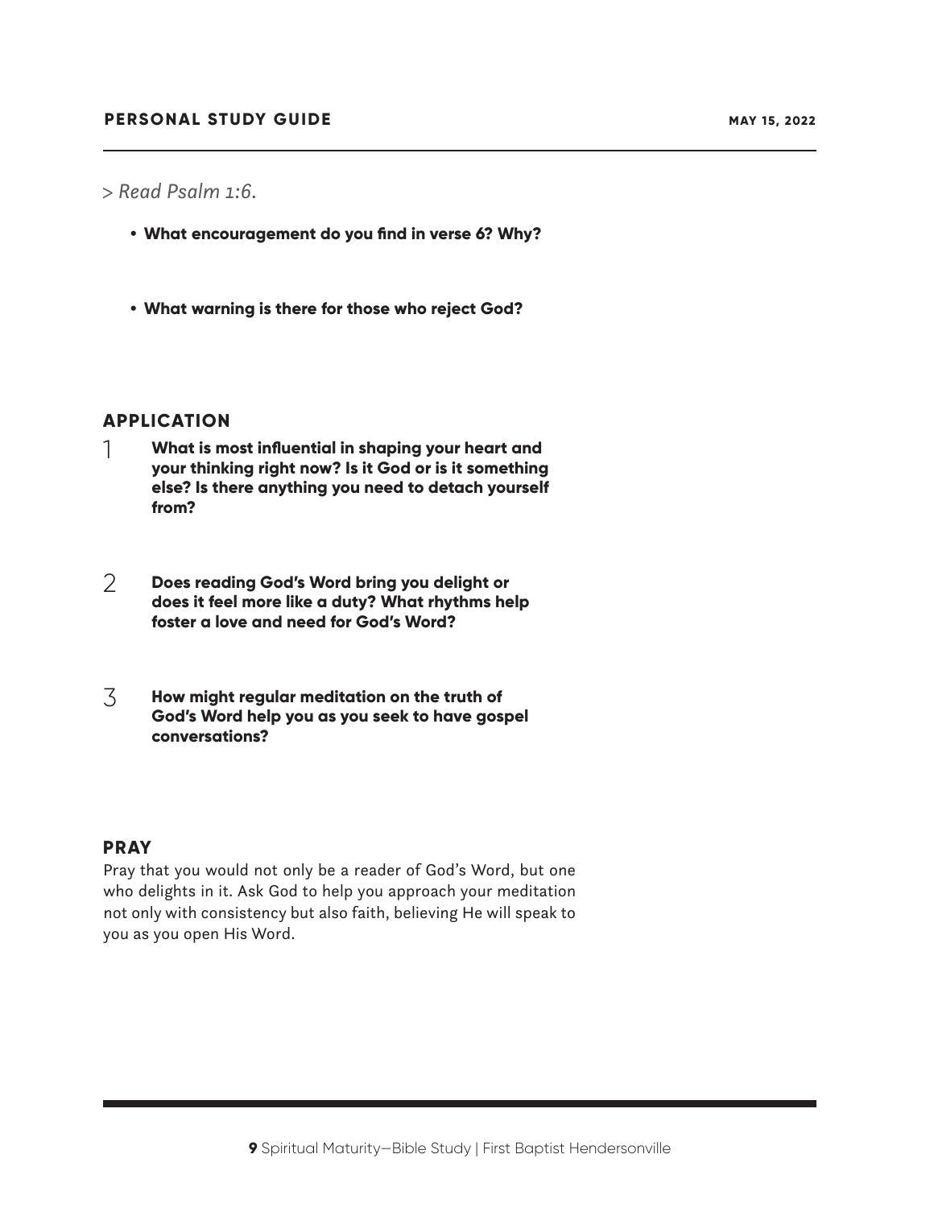> *Read Psalm 1:6.*

- **What encouragement do you find in verse 6? Why?**

- **What warning is there for those who reject God?**

## APPLICATION

1. **What is most influential in shaping your heart and your thinking right now? Is it God or is it something else? Is there anything you need to detach yourself from?**

2. **Does reading God's Word bring you delight or does it feel more like a duty? What rhythms help foster a love and need for God's Word?**

3. **How might regular meditation on the truth of God's Word help you as you seek to have gospel conversations?**

## PRAY

Pray that you would not only be a reader of God's Word, but one who delights in it. Ask God to help you approach your meditation not only with consistency but also faith, believing He will speak to you as you open His Word.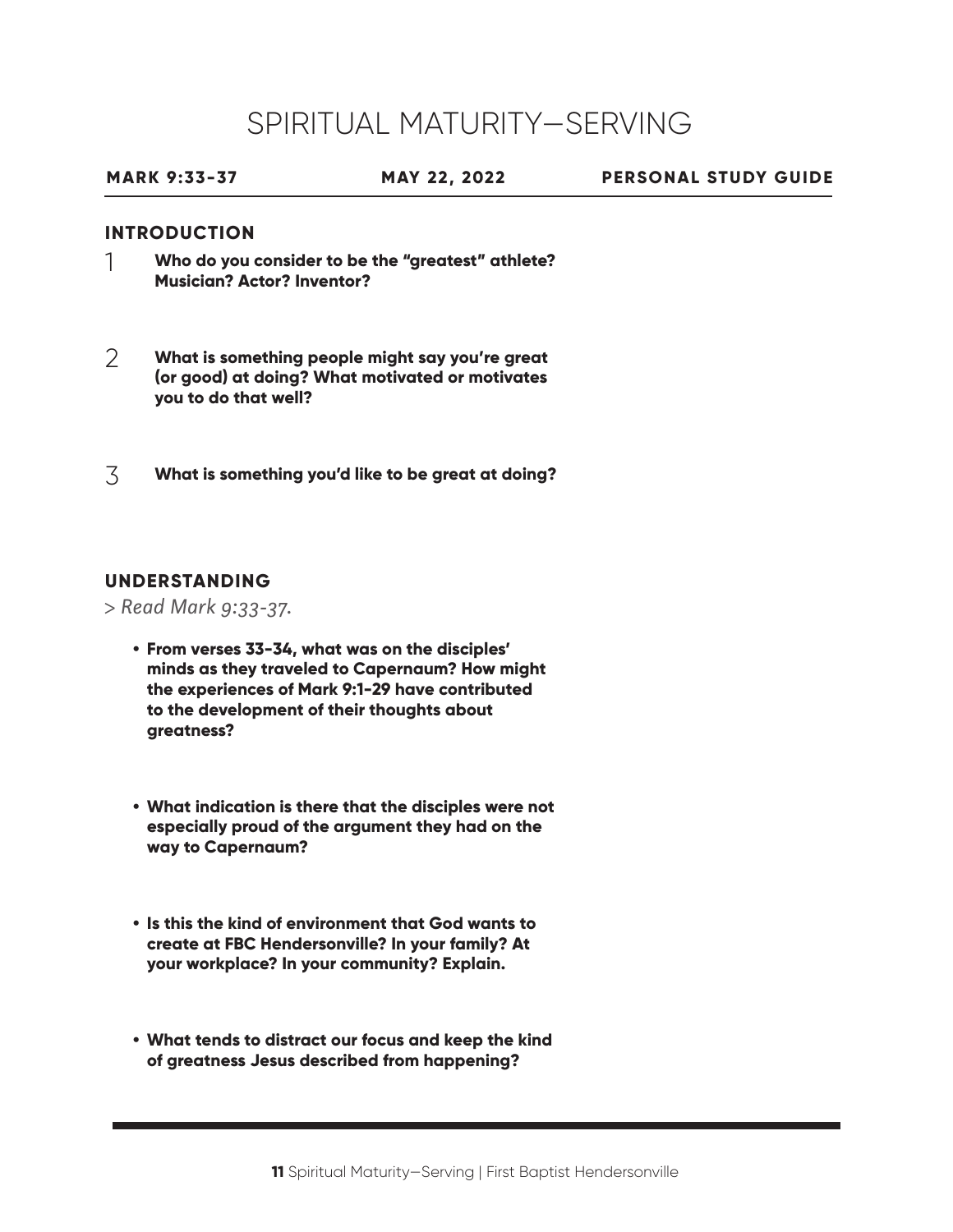# SPIRITUAL MATURITY—SERVING

**MARK 9:33-37** | **MAY 22, 2022** | **PERSONAL STUDY GUIDE**

## INTRODUCTION

1. **Who do you consider to be the "greatest" athlete? Musician? Actor? Inventor?**

2. **What is something people might say you're great (or good) at doing? What motivated or motivates you to do that well?**

3. **What is something you'd like to be great at doing?**

## UNDERSTANDING

> *Read Mark 9:33-37.*

- **From verses 33-34, what was on the disciples' minds as they traveled to Capernaum? How might the experiences of Mark 9:1-29 have contributed to the development of their thoughts about greatness?**

- **What indication is there that the disciples were not especially proud of the argument they had on the way to Capernaum?**

- **Is this the kind of environment that God wants to create at FBC Hendersonville? In your family? At your workplace? In your community? Explain.**

- **What tends to distract our focus and keep the kind of greatness Jesus described from happening?**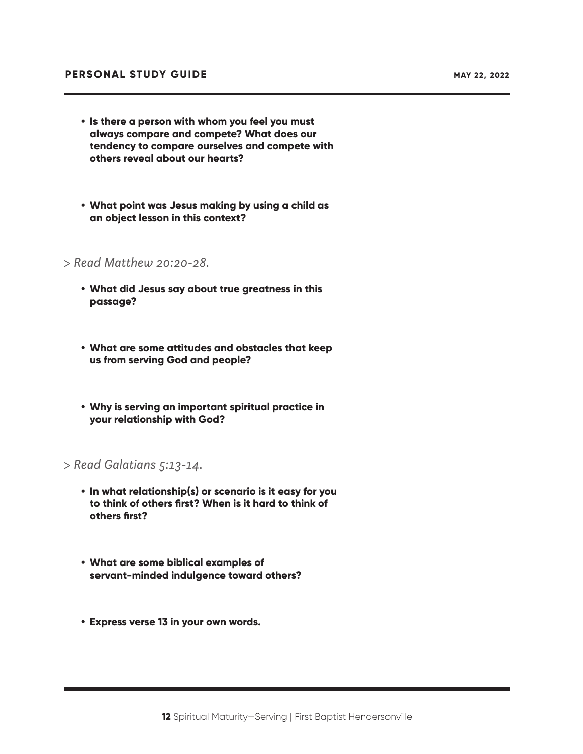- **Is there a person with whom you feel you must always compare and compete? What does our tendency to compare ourselves and compete with others reveal about our hearts?**

- **What point was Jesus making by using a child as an object lesson in this context?**

*> Read Matthew 20:20-28.*

- **What did Jesus say about true greatness in this passage?**

- **What are some attitudes and obstacles that keep us from serving God and people?**

- **Why is serving an important spiritual practice in your relationship with God?**

*> Read Galatians 5:13-14.*

- **In what relationship(s) or scenario is it easy for you to think of others first? When is it hard to think of others first?**

- **What are some biblical examples of servant-minded indulgence toward others?**

- **Express verse 13 in your own words.**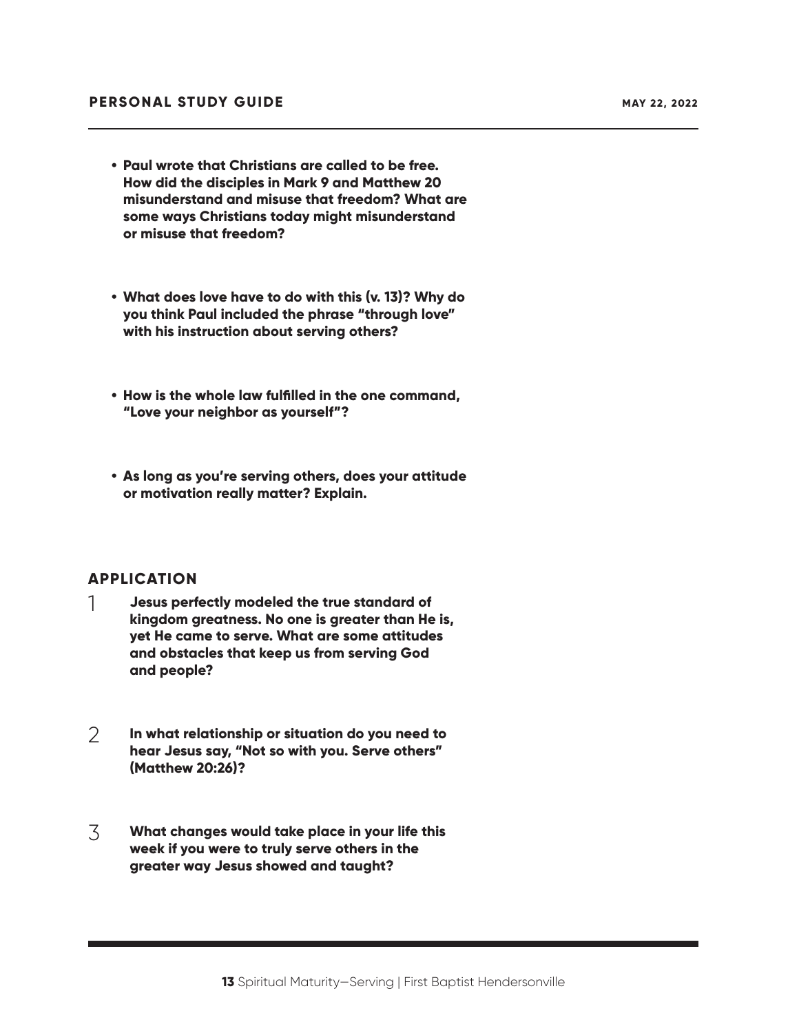- **Paul wrote that Christians are called to be free. How did the disciples in Mark 9 and Matthew 20 misunderstand and misuse that freedom? What are some ways Christians today might misunderstand or misuse that freedom?**

- **What does love have to do with this (v. 13)? Why do you think Paul included the phrase "through love" with his instruction about serving others?**

- **How is the whole law fulfilled in the one command, "Love your neighbor as yourself"?**

- **As long as you're serving others, does your attitude or motivation really matter? Explain.**

## APPLICATION

1. **Jesus perfectly modeled the true standard of kingdom greatness. No one is greater than He is, yet He came to serve. What are some attitudes and obstacles that keep us from serving God and people?**

2. **In what relationship or situation do you need to hear Jesus say, "Not so with you. Serve others" (Matthew 20:26)?**

3. **What changes would take place in your life this week if you were to truly serve others in the greater way Jesus showed and taught?**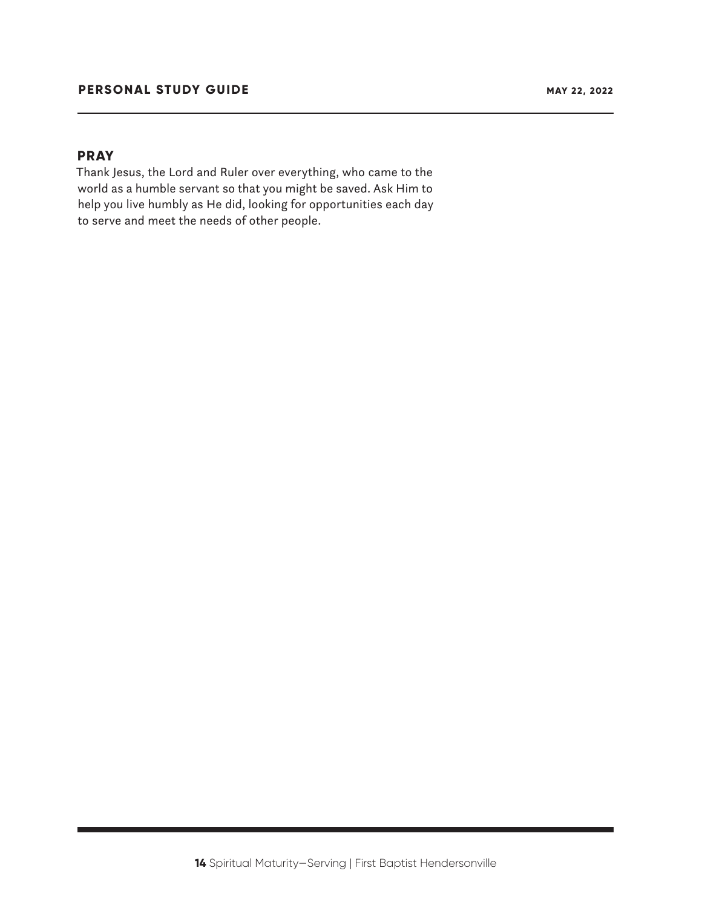## PRAY

Thank Jesus, the Lord and Ruler over everything, who came to the world as a humble servant so that you might be saved. Ask Him to help you live humbly as He did, looking for opportunities each day to serve and meet the needs of other people.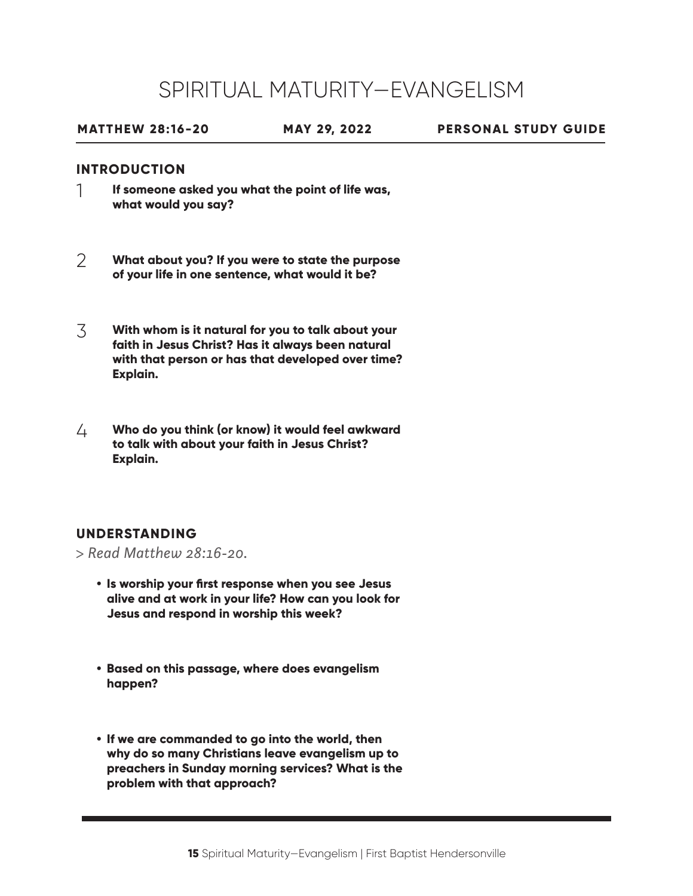# SPIRITUAL MATURITY—EVANGELISM

**MATTHEW 28:16-20** **MAY 29, 2022** **PERSONAL STUDY GUIDE**

## INTRODUCTION

1. **If someone asked you what the point of life was, what would you say?**

2. **What about you? If you were to state the purpose of your life in one sentence, what would it be?**

3. **With whom is it natural for you to talk about your faith in Jesus Christ? Has it always been natural with that person or has that developed over time? Explain.**

4. **Who do you think (or know) it would feel awkward to talk with about your faith in Jesus Christ? Explain.**

## UNDERSTANDING

> *Read Matthew 28:16-20.*

- **Is worship your first response when you see Jesus alive and at work in your life? How can you look for Jesus and respond in worship this week?**

- **Based on this passage, where does evangelism happen?**

- **If we are commanded to go into the world, then why do so many Christians leave evangelism up to preachers in Sunday morning services? What is the problem with that approach?**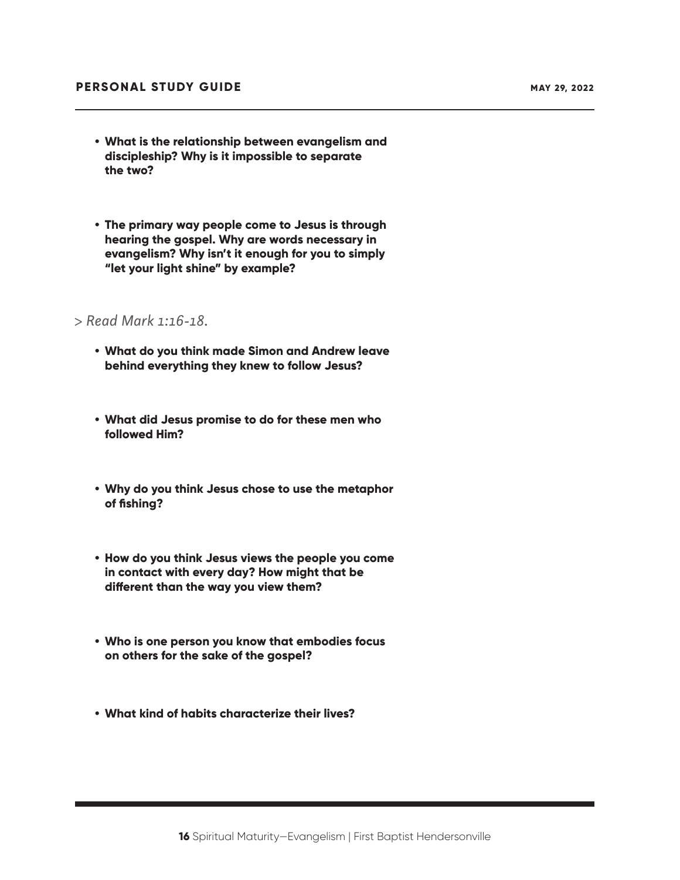- **What is the relationship between evangelism and discipleship? Why is it impossible to separate the two?**

- **The primary way people come to Jesus is through hearing the gospel. Why are words necessary in evangelism? Why isn't it enough for you to simply "let your light shine" by example?**

> *Read Mark 1:16-18.*

- **What do you think made Simon and Andrew leave behind everything they knew to follow Jesus?**

- **What did Jesus promise to do for these men who followed Him?**

- **Why do you think Jesus chose to use the metaphor of fishing?**

- **How do you think Jesus views the people you come in contact with every day? How might that be different than the way you view them?**

- **Who is one person you know that embodies focus on others for the sake of the gospel?**

- **What kind of habits characterize their lives?**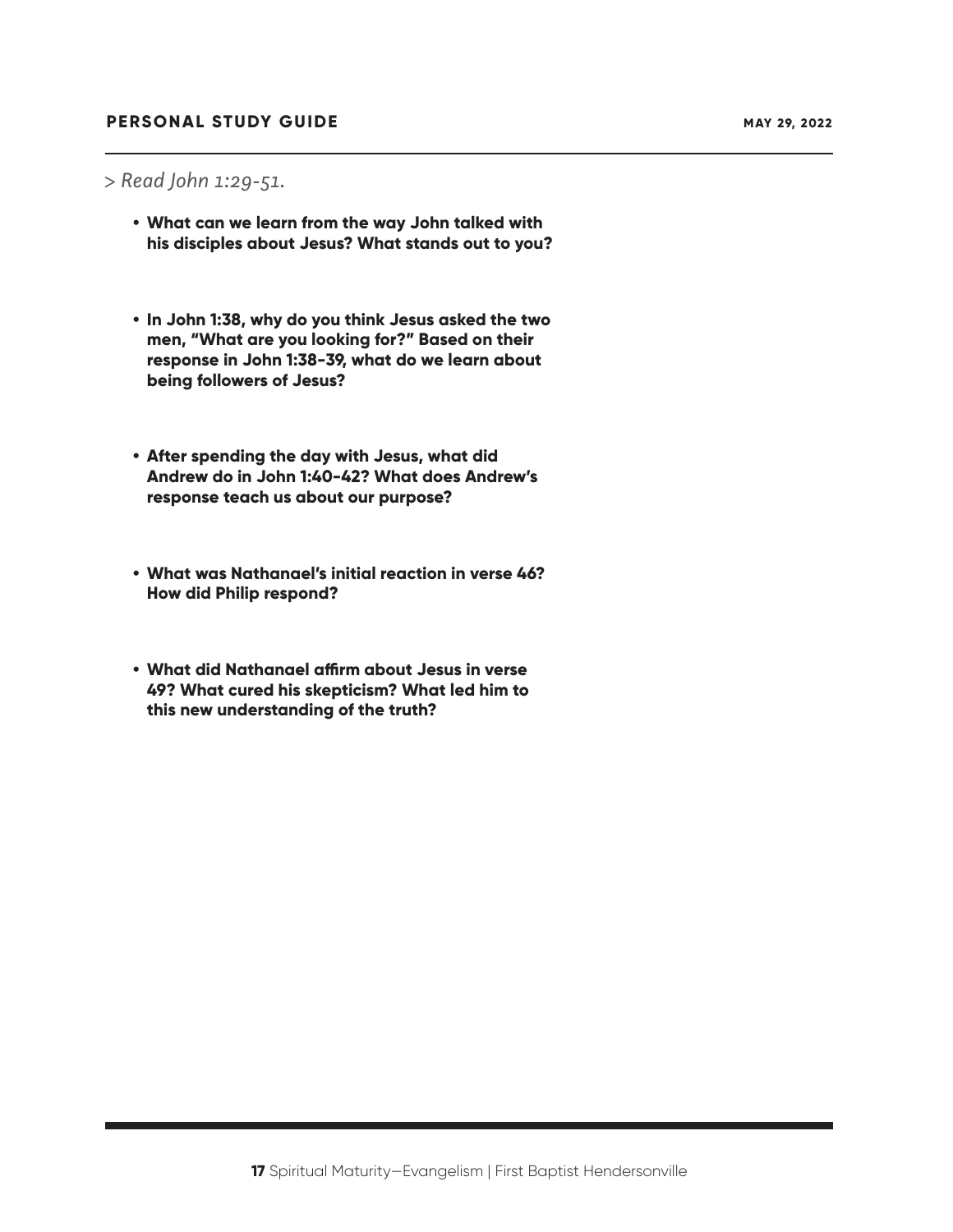## PERSONAL STUDY GUIDE

**MAY 29, 2022**

> *Read John 1:29-51.*

- **What can we learn from the way John talked with his disciples about Jesus? What stands out to you?**

- **In John 1:38, why do you think Jesus asked the two men, "What are you looking for?" Based on their response in John 1:38-39, what do we learn about being followers of Jesus?**

- **After spending the day with Jesus, what did Andrew do in John 1:40-42? What does Andrew's response teach us about our purpose?**

- **What was Nathanael's initial reaction in verse 46? How did Philip respond?**

- **What did Nathanael affirm about Jesus in verse 49? What cured his skepticism? What led him to this new understanding of the truth?**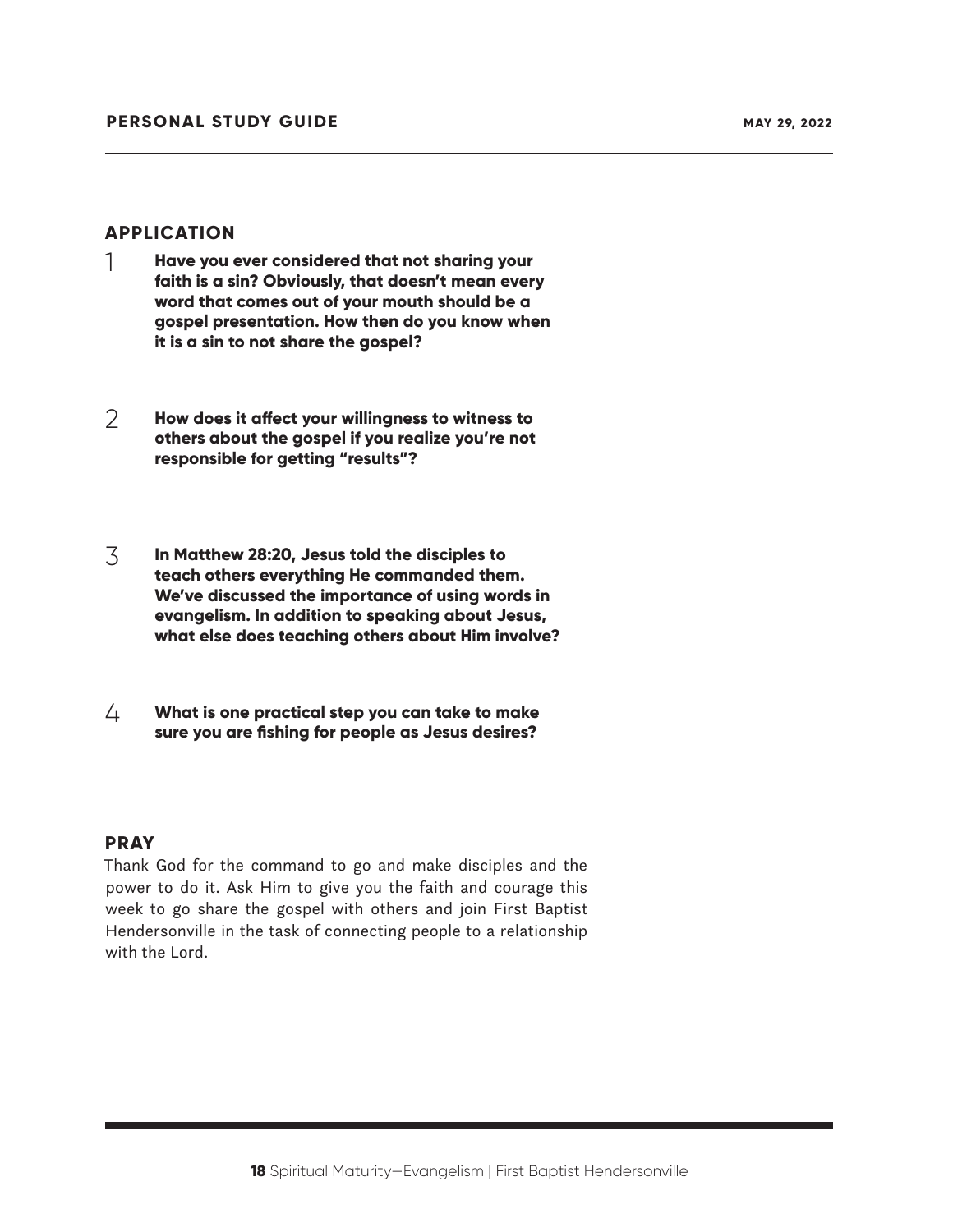## APPLICATION

1. **Have you ever considered that not sharing your faith is a sin? Obviously, that doesn't mean every word that comes out of your mouth should be a gospel presentation. How then do you know when it is a sin to not share the gospel?**

2. **How does it affect your willingness to witness to others about the gospel if you realize you're not responsible for getting "results"?**

3. **In Matthew 28:20, Jesus told the disciples to teach others everything He commanded them. We've discussed the importance of using words in evangelism. In addition to speaking about Jesus, what else does teaching others about Him involve?**

4. **What is one practical step you can take to make sure you are fishing for people as Jesus desires?**

## PRAY

Thank God for the command to go and make disciples and the power to do it. Ask Him to give you the faith and courage this week to go share the gospel with others and join First Baptist Hendersonville in the task of connecting people to a relationship with the Lord.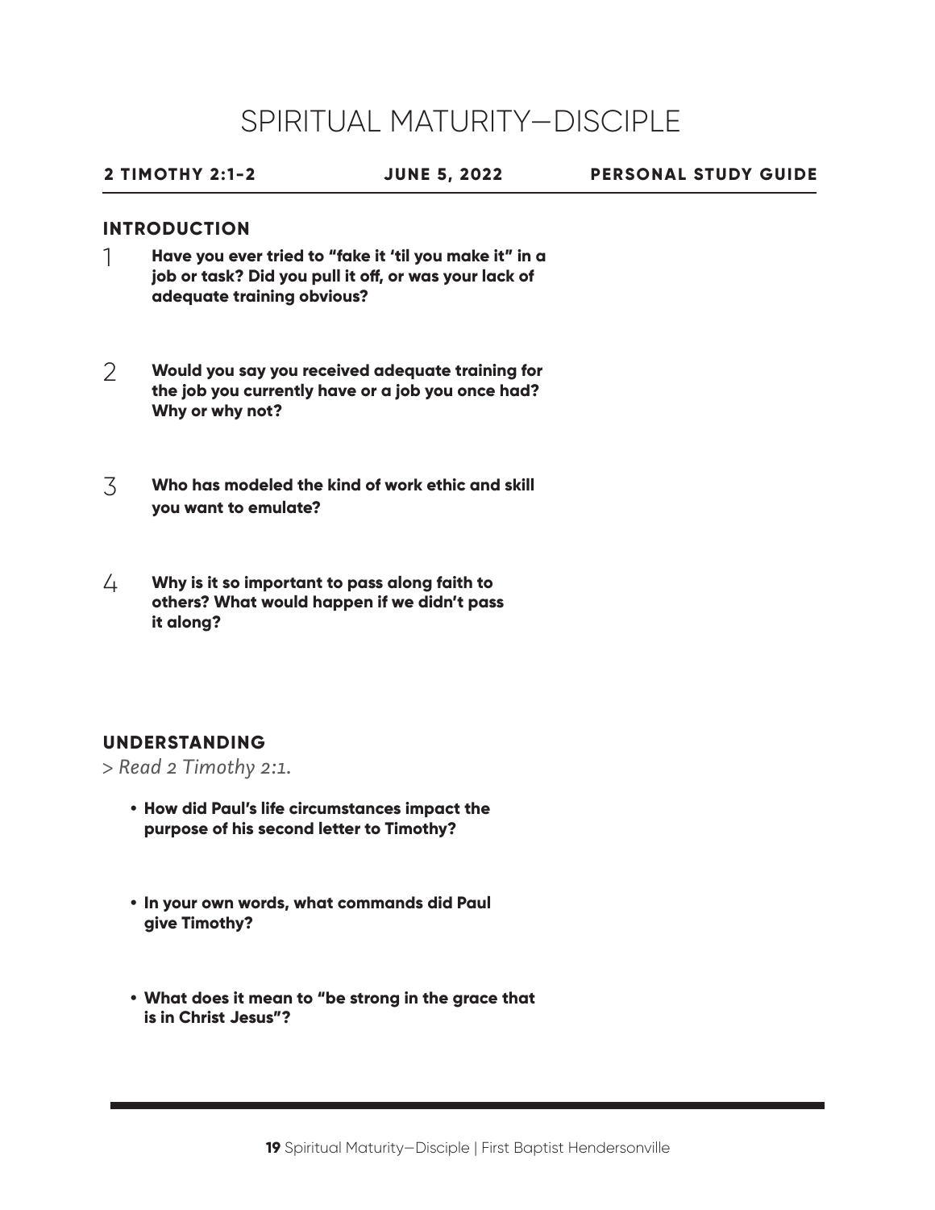# SPIRITUAL MATURITY—DISCIPLE

**2 TIMOTHY 2:1-2** | **JUNE 5, 2022** | **PERSONAL STUDY GUIDE**

## INTRODUCTION

1. **Have you ever tried to "fake it 'til you make it" in a job or task? Did you pull it off, or was your lack of adequate training obvious?**

2. **Would you say you received adequate training for the job you currently have or a job you once had? Why or why not?**

3. **Who has modeled the kind of work ethic and skill you want to emulate?**

4. **Why is it so important to pass along faith to others? What would happen if we didn't pass it along?**

## UNDERSTANDING

> *Read 2 Timothy 2:1.*

- **How did Paul's life circumstances impact the purpose of his second letter to Timothy?**
- **In your own words, what commands did Paul give Timothy?**
- **What does it mean to "be strong in the grace that is in Christ Jesus"?**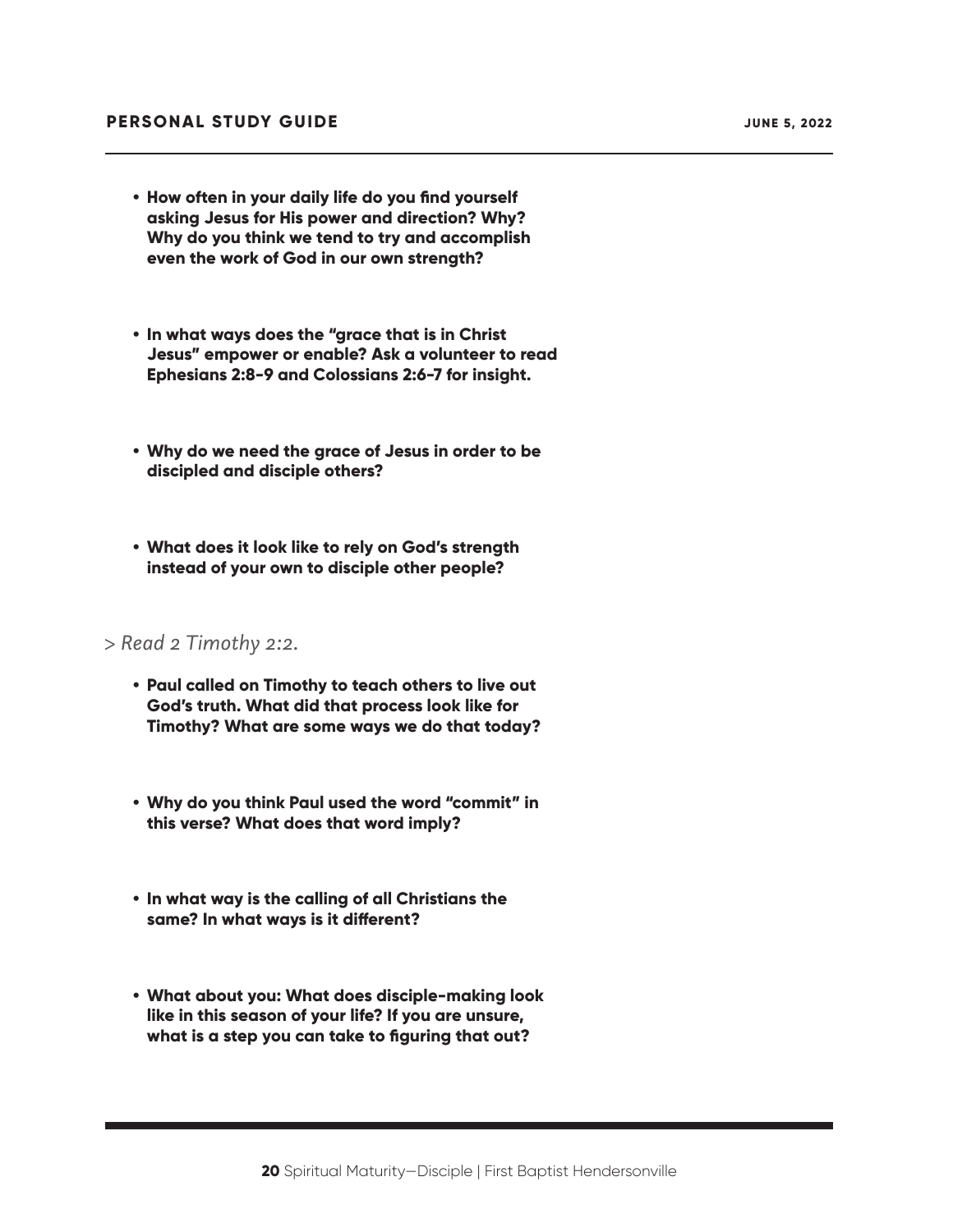- **How often in your daily life do you find yourself asking Jesus for His power and direction? Why? Why do you think we tend to try and accomplish even the work of God in our own strength?**

- **In what ways does the "grace that is in Christ Jesus" empower or enable? Ask a volunteer to read Ephesians 2:8-9 and Colossians 2:6-7 for insight.**

- **Why do we need the grace of Jesus in order to be discipled and disciple others?**

- **What does it look like to rely on God's strength instead of your own to disciple other people?**

*> Read 2 Timothy 2:2.*

- **Paul called on Timothy to teach others to live out God's truth. What did that process look like for Timothy? What are some ways we do that today?**

- **Why do you think Paul used the word "commit" in this verse? What does that word imply?**

- **In what way is the calling of all Christians the same? In what ways is it different?**

- **What about you: What does disciple-making look like in this season of your life? If you are unsure, what is a step you can take to figuring that out?**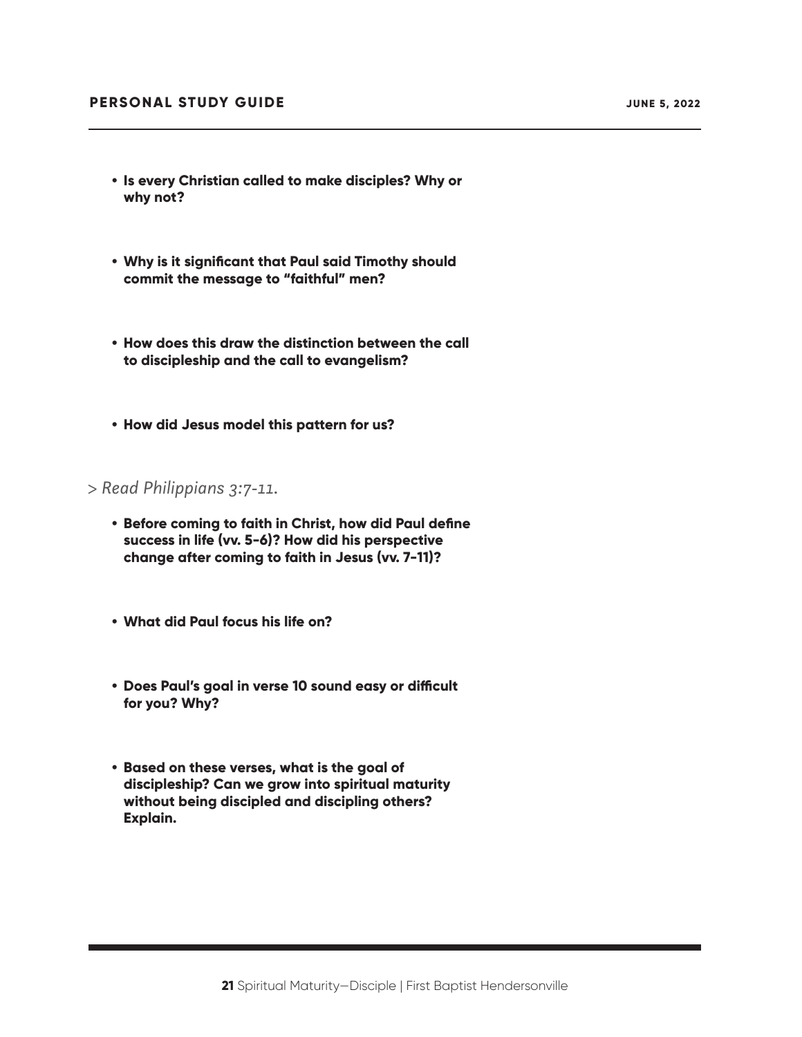- **Is every Christian called to make disciples? Why or why not?**

- **Why is it significant that Paul said Timothy should commit the message to "faithful" men?**

- **How does this draw the distinction between the call to discipleship and the call to evangelism?**

- **How did Jesus model this pattern for us?**

> *Read Philippians 3:7-11.*

- **Before coming to faith in Christ, how did Paul define success in life (vv. 5-6)? How did his perspective change after coming to faith in Jesus (vv. 7-11)?**

- **What did Paul focus his life on?**

- **Does Paul's goal in verse 10 sound easy or difficult for you? Why?**

- **Based on these verses, what is the goal of discipleship? Can we grow into spiritual maturity without being discipled and discipling others? Explain.**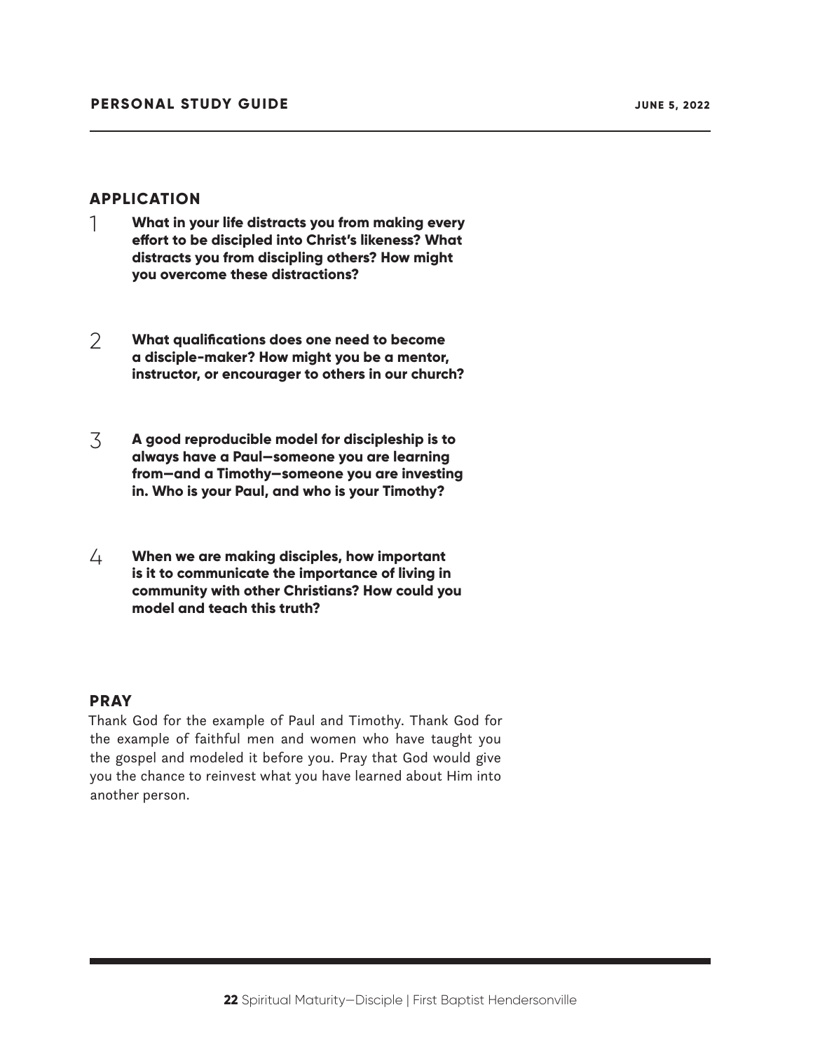## APPLICATION

1. **What in your life distracts you from making every effort to be discipled into Christ's likeness? What distracts you from discipling others? How might you overcome these distractions?**

2. **What qualifications does one need to become a disciple-maker? How might you be a mentor, instructor, or encourager to others in our church?**

3. **A good reproducible model for discipleship is to always have a Paul—someone you are learning from—and a Timothy—someone you are investing in. Who is your Paul, and who is your Timothy?**

4. **When we are making disciples, how important is it to communicate the importance of living in community with other Christians? How could you model and teach this truth?**

## PRAY

Thank God for the example of Paul and Timothy. Thank God for the example of faithful men and women who have taught you the gospel and modeled it before you. Pray that God would give you the chance to reinvest what you have learned about Him into another person.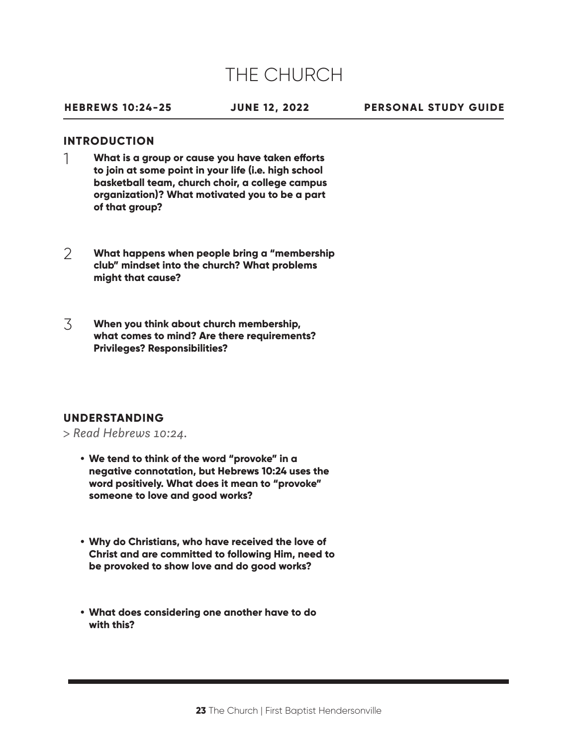// THE CHURCH

**HEBREWS 10:24-25** **JUNE 12, 2022** **PERSONAL STUDY GUIDE**

## INTRODUCTION

1. **What is a group or cause you have taken efforts to join at some point in your life (i.e. high school basketball team, church choir, a college campus organization)? What motivated you to be a part of that group?**

2. **What happens when people bring a "membership club" mindset into the church? What problems might that cause?**

3. **When you think about church membership, what comes to mind? Are there requirements? Privileges? Responsibilities?**

## UNDERSTANDING

> *Read Hebrews 10:24.*

- **We tend to think of the word "provoke" in a negative connotation, but Hebrews 10:24 uses the word positively. What does it mean to "provoke" someone to love and good works?**

- **Why do Christians, who have received the love of Christ and are committed to following Him, need to be provoked to show love and do good works?**

- **What does considering one another have to do with this?**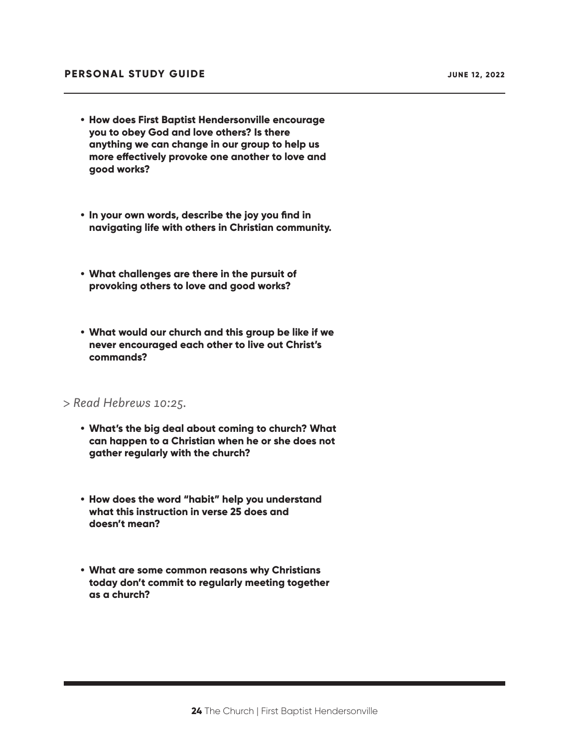- **How does First Baptist Hendersonville encourage you to obey God and love others? Is there anything we can change in our group to help us more effectively provoke one another to love and good works?**

- **In your own words, describe the joy you find in navigating life with others in Christian community.**

- **What challenges are there in the pursuit of provoking others to love and good works?**

- **What would our church and this group be like if we never encouraged each other to live out Christ's commands?**

> *Read Hebrews 10:25.*

- **What's the big deal about coming to church? What can happen to a Christian when he or she does not gather regularly with the church?**

- **How does the word "habit" help you understand what this instruction in verse 25 does and doesn't mean?**

- **What are some common reasons why Christians today don't commit to regularly meeting together as a church?**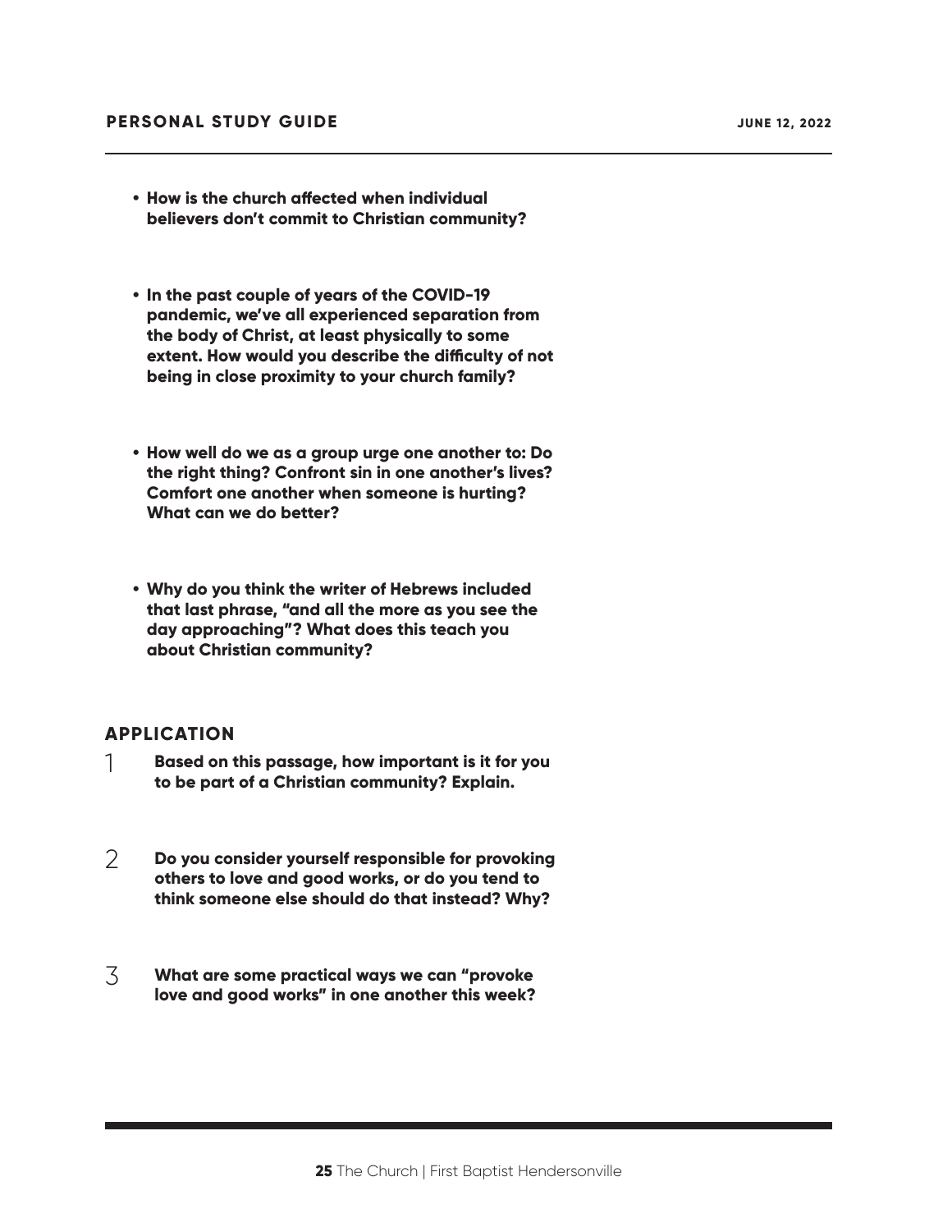- **How is the church affected when individual believers don't commit to Christian community?**

- **In the past couple of years of the COVID-19 pandemic, we've all experienced separation from the body of Christ, at least physically to some extent. How would you describe the difficulty of not being in close proximity to your church family?**

- **How well do we as a group urge one another to: Do the right thing? Confront sin in one another's lives? Comfort one another when someone is hurting? What can we do better?**

- **Why do you think the writer of Hebrews included that last phrase, "and all the more as you see the day approaching"? What does this teach you about Christian community?**

## APPLICATION

1. **Based on this passage, how important is it for you to be part of a Christian community? Explain.**

2. **Do you consider yourself responsible for provoking others to love and good works, or do you tend to think someone else should do that instead? Why?**

3. **What are some practical ways we can "provoke love and good works" in one another this week?**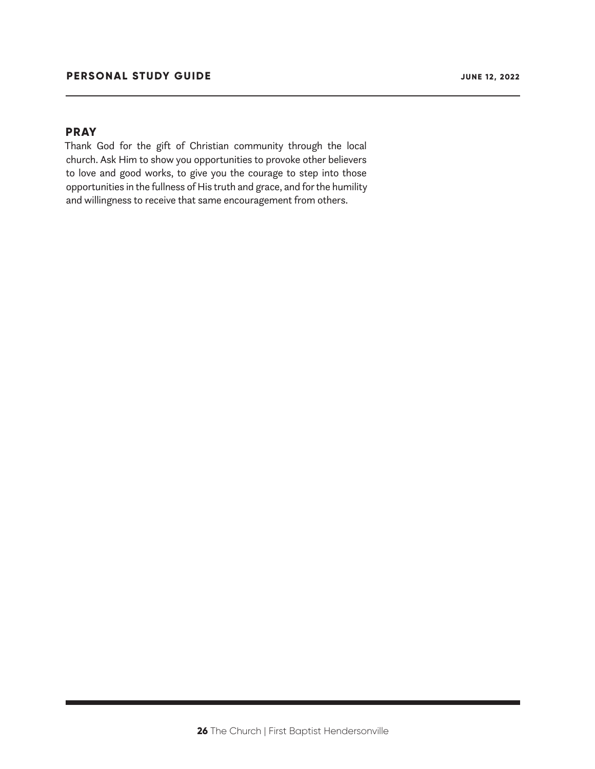## PRAY

Thank God for the gift of Christian community through the local church. Ask Him to show you opportunities to provoke other believers to love and good works, to give you the courage to step into those opportunities in the fullness of His truth and grace, and for the humility and willingness to receive that same encouragement from others.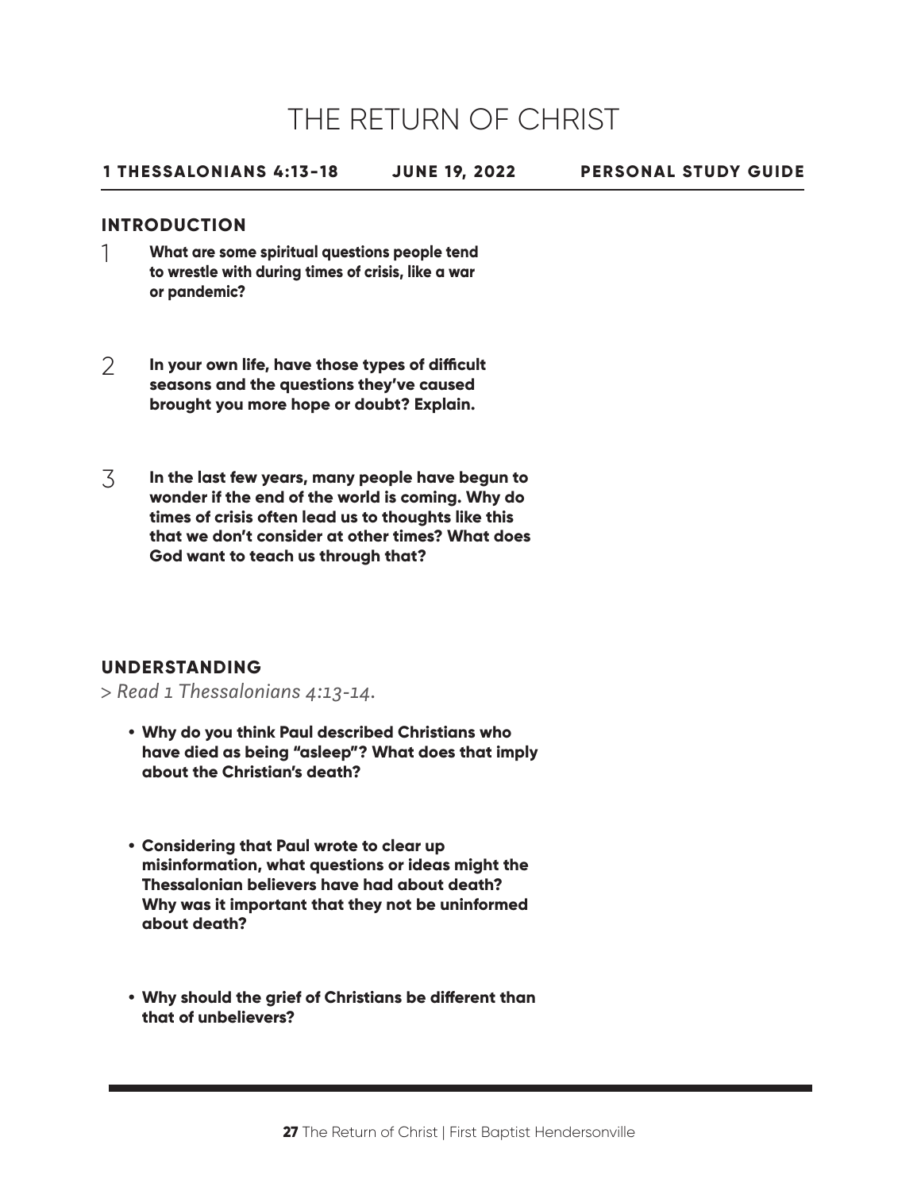# THE RETURN OF CHRIST

**1 THESSALONIANS 4:13-18 JUNE 19, 2022 PERSONAL STUDY GUIDE**

## INTRODUCTION

1. **What are some spiritual questions people tend to wrestle with during times of crisis, like a war or pandemic?**

2. **In your own life, have those types of difficult seasons and the questions they've caused brought you more hope or doubt? Explain.**

3. **In the last few years, many people have begun to wonder if the end of the world is coming. Why do times of crisis often lead us to thoughts like this that we don't consider at other times? What does God want to teach us through that?**

## UNDERSTANDING

> *Read 1 Thessalonians 4:13-14.*

- **Why do you think Paul described Christians who have died as being "asleep"? What does that imply about the Christian's death?**

- **Considering that Paul wrote to clear up misinformation, what questions or ideas might the Thessalonian believers have had about death? Why was it important that they not be uninformed about death?**

- **Why should the grief of Christians be different than that of unbelievers?**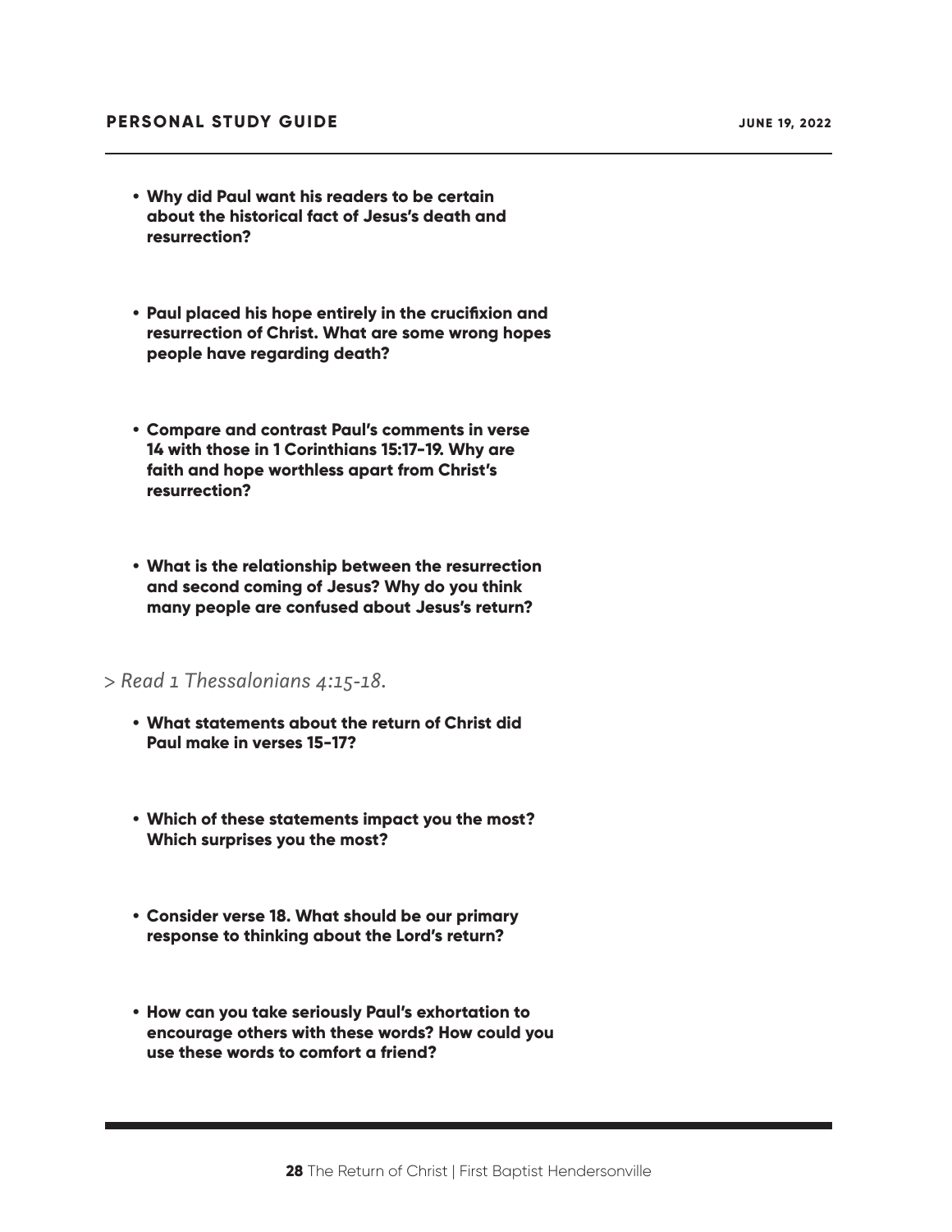- **Why did Paul want his readers to be certain about the historical fact of Jesus's death and resurrection?**

- **Paul placed his hope entirely in the crucifixion and resurrection of Christ. What are some wrong hopes people have regarding death?**

- **Compare and contrast Paul's comments in verse 14 with those in 1 Corinthians 15:17-19. Why are faith and hope worthless apart from Christ's resurrection?**

- **What is the relationship between the resurrection and second coming of Jesus? Why do you think many people are confused about Jesus's return?**

> *Read 1 Thessalonians 4:15-18.*

- **What statements about the return of Christ did Paul make in verses 15-17?**

- **Which of these statements impact you the most? Which surprises you the most?**

- **Consider verse 18. What should be our primary response to thinking about the Lord's return?**

- **How can you take seriously Paul's exhortation to encourage others with these words? How could you use these words to comfort a friend?**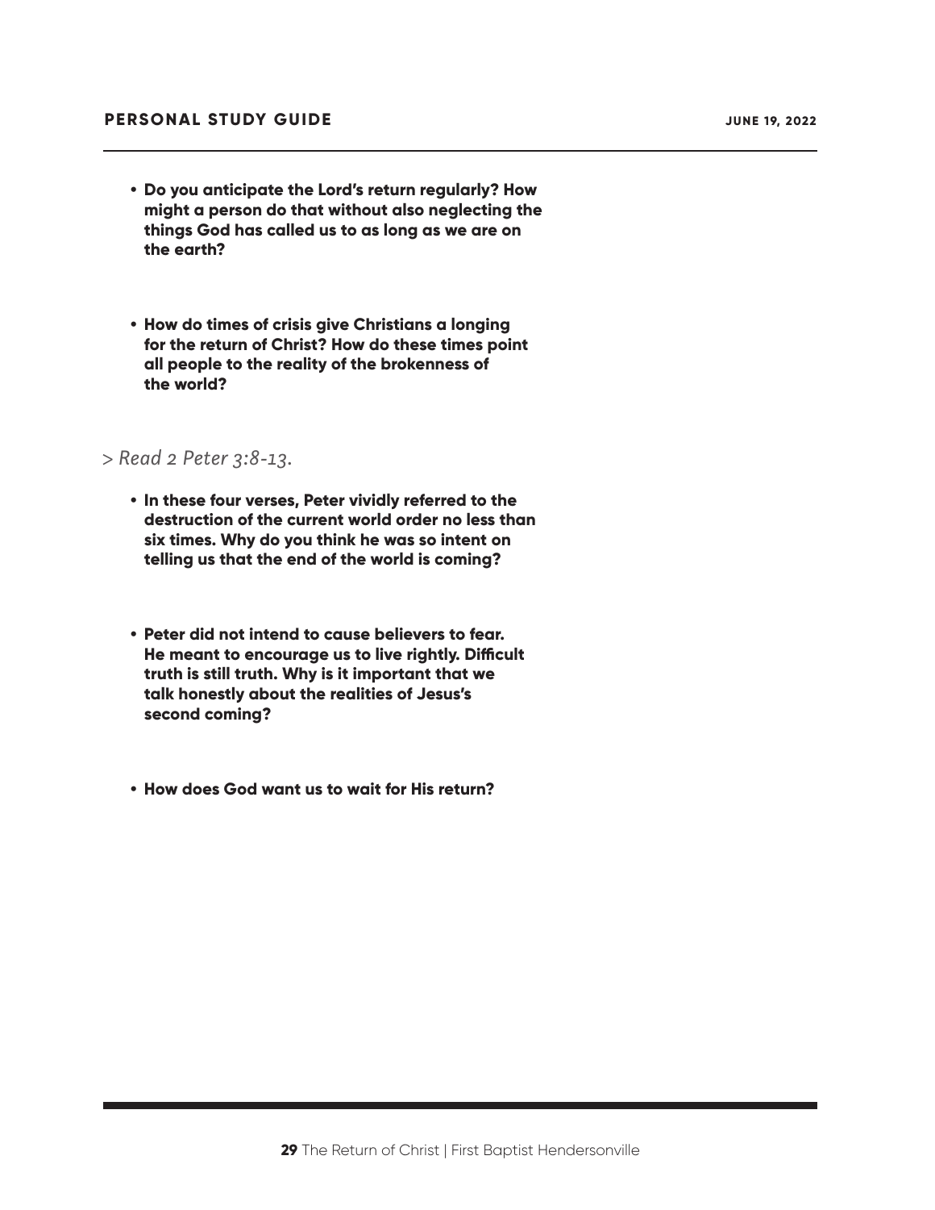- **Do you anticipate the Lord's return regularly? How might a person do that without also neglecting the things God has called us to as long as we are on the earth?**

- **How do times of crisis give Christians a longing for the return of Christ? How do these times point all people to the reality of the brokenness of the world?**

> *Read 2 Peter 3:8-13.*

- **In these four verses, Peter vividly referred to the destruction of the current world order no less than six times. Why do you think he was so intent on telling us that the end of the world is coming?**

- **Peter did not intend to cause believers to fear. He meant to encourage us to live rightly. Difficult truth is still truth. Why is it important that we talk honestly about the realities of Jesus's second coming?**

- **How does God want us to wait for His return?**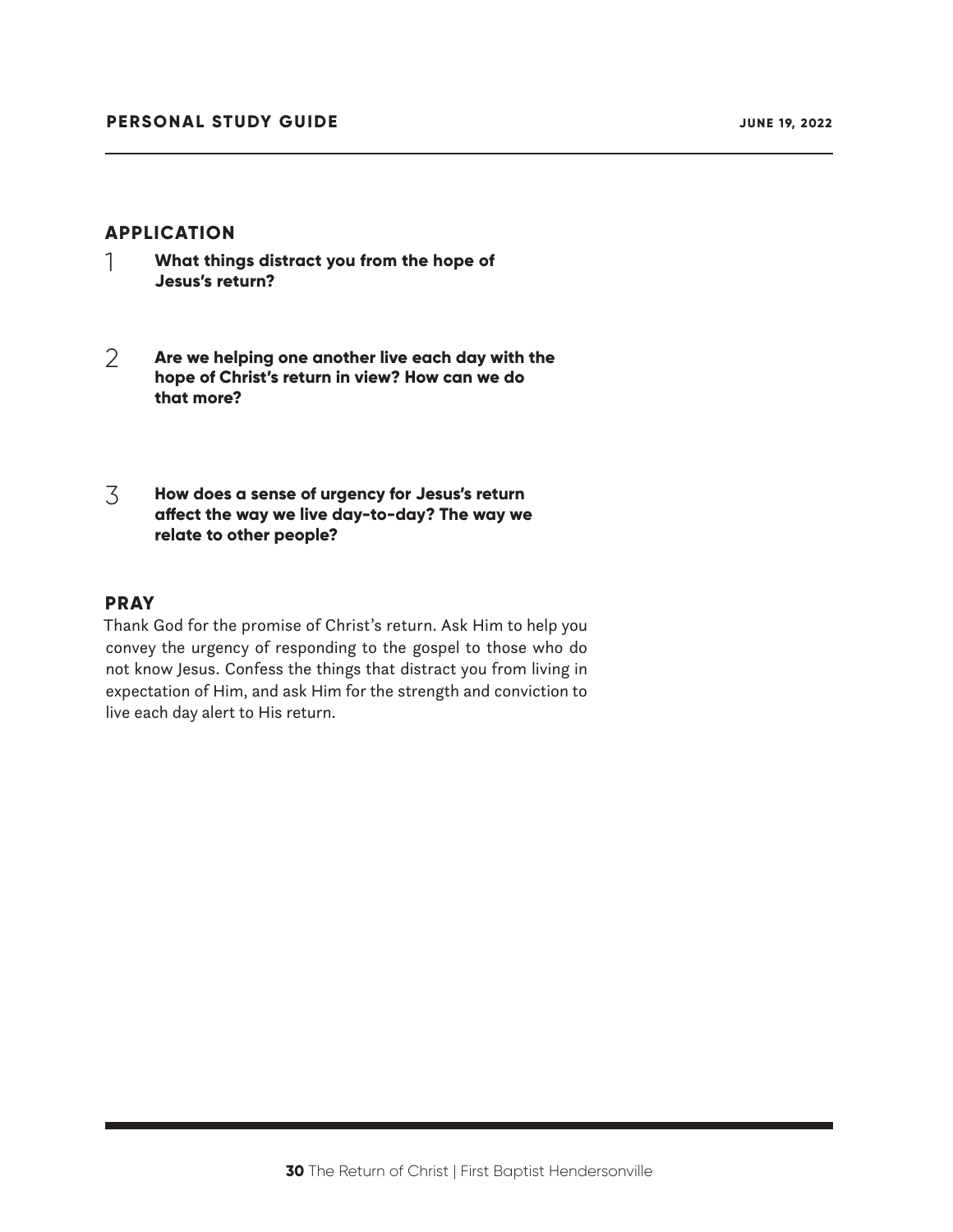## APPLICATION

1. **What things distract you from the hope of Jesus's return?**

2. **Are we helping one another live each day with the hope of Christ's return in view? How can we do that more?**

3. **How does a sense of urgency for Jesus's return affect the way we live day-to-day? The way we relate to other people?**

## PRAY

Thank God for the promise of Christ's return. Ask Him to help you convey the urgency of responding to the gospel to those who do not know Jesus. Confess the things that distract you from living in expectation of Him, and ask Him for the strength and conviction to live each day alert to His return.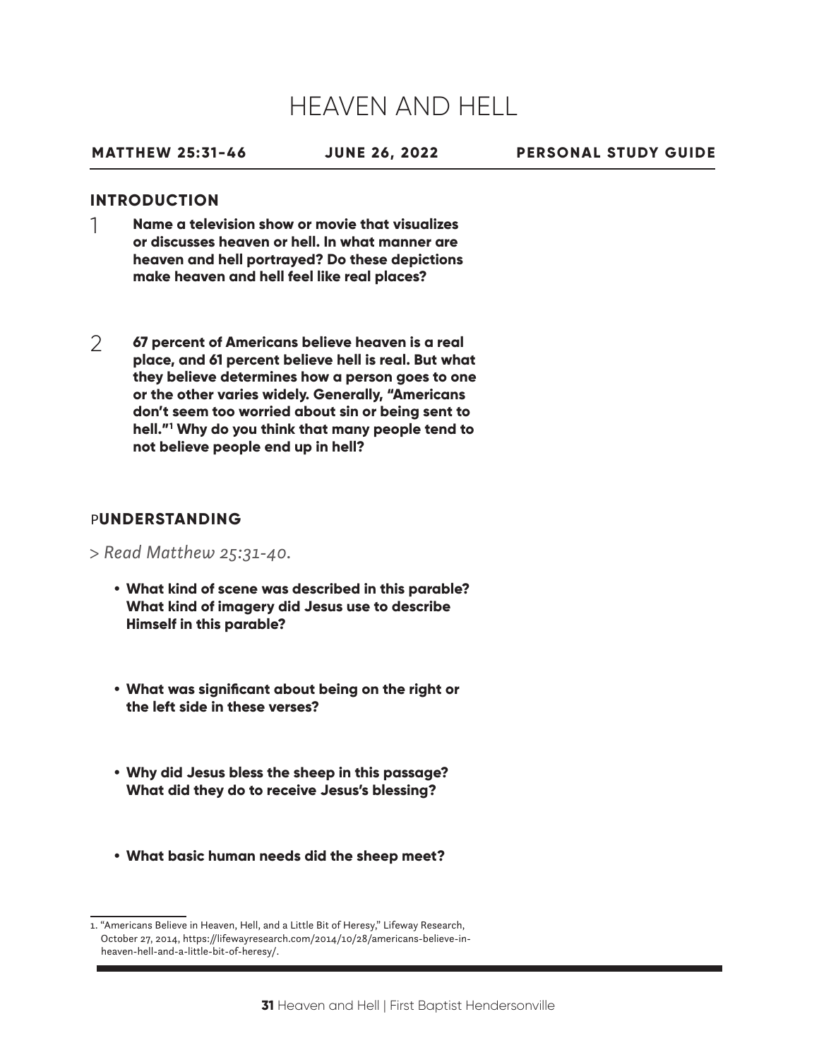# HEAVEN AND HELL

**MATTHEW 25:31-46** **JUNE 26, 2022** **PERSONAL STUDY GUIDE**

## INTRODUCTION

1. **Name a television show or movie that visualizes or discusses heaven or hell. In what manner are heaven and hell portrayed? Do these depictions make heaven and hell feel like real places?**

2. **67 percent of Americans believe heaven is a real place, and 61 percent believe hell is real. But what they believe determines how a person goes to one or the other varies widely. Generally, "Americans don't seem too worried about sin or being sent to hell."[1] Why do you think that many people tend to not believe people end up in hell?**

## PUNDERSTANDING

> *Read Matthew 25:31-40.*

- **What kind of scene was described in this parable? What kind of imagery did Jesus use to describe Himself in this parable?**
- **What was significant about being on the right or the left side in these verses?**
- **Why did Jesus bless the sheep in this passage? What did they do to receive Jesus's blessing?**
- **What basic human needs did the sheep meet?**

1. "Americans Believe in Heaven, Hell, and a Little Bit of Heresy," Lifeway Research, October 27, 2014, https://lifewayresearch.com/2014/10/28/americans-believe-in-heaven-hell-and-a-little-bit-of-heresy/.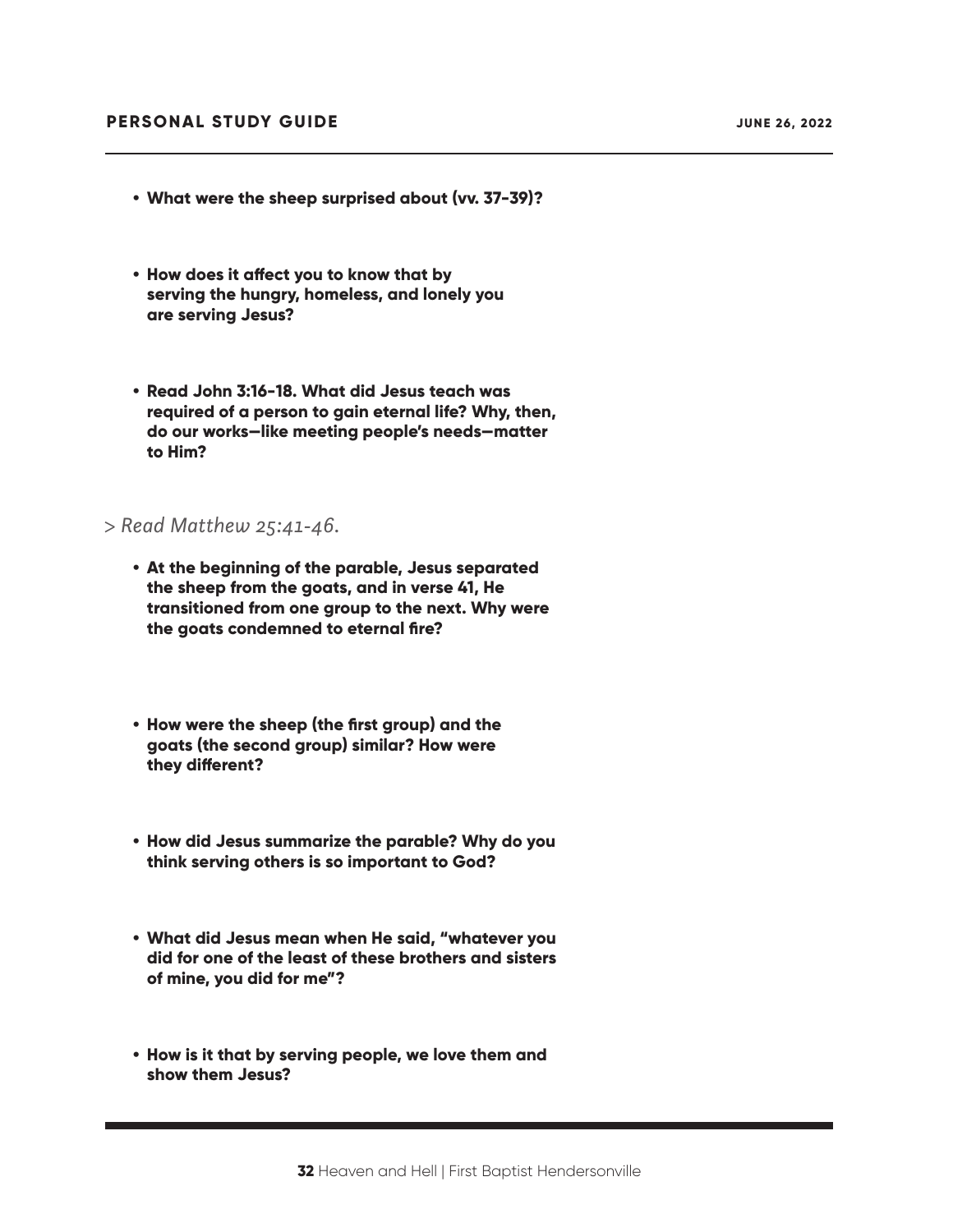- **What were the sheep surprised about (vv. 37-39)?**

- **How does it affect you to know that by serving the hungry, homeless, and lonely you are serving Jesus?**

- **Read John 3:16-18. What did Jesus teach was required of a person to gain eternal life? Why, then, do our works—like meeting people's needs—matter to Him?**

> *Read Matthew 25:41-46.*

- **At the beginning of the parable, Jesus separated the sheep from the goats, and in verse 41, He transitioned from one group to the next. Why were the goats condemned to eternal fire?**

- **How were the sheep (the first group) and the goats (the second group) similar? How were they different?**

- **How did Jesus summarize the parable? Why do you think serving others is so important to God?**

- **What did Jesus mean when He said, "whatever you did for one of the least of these brothers and sisters of mine, you did for me"?**

- **How is it that by serving people, we love them and show them Jesus?**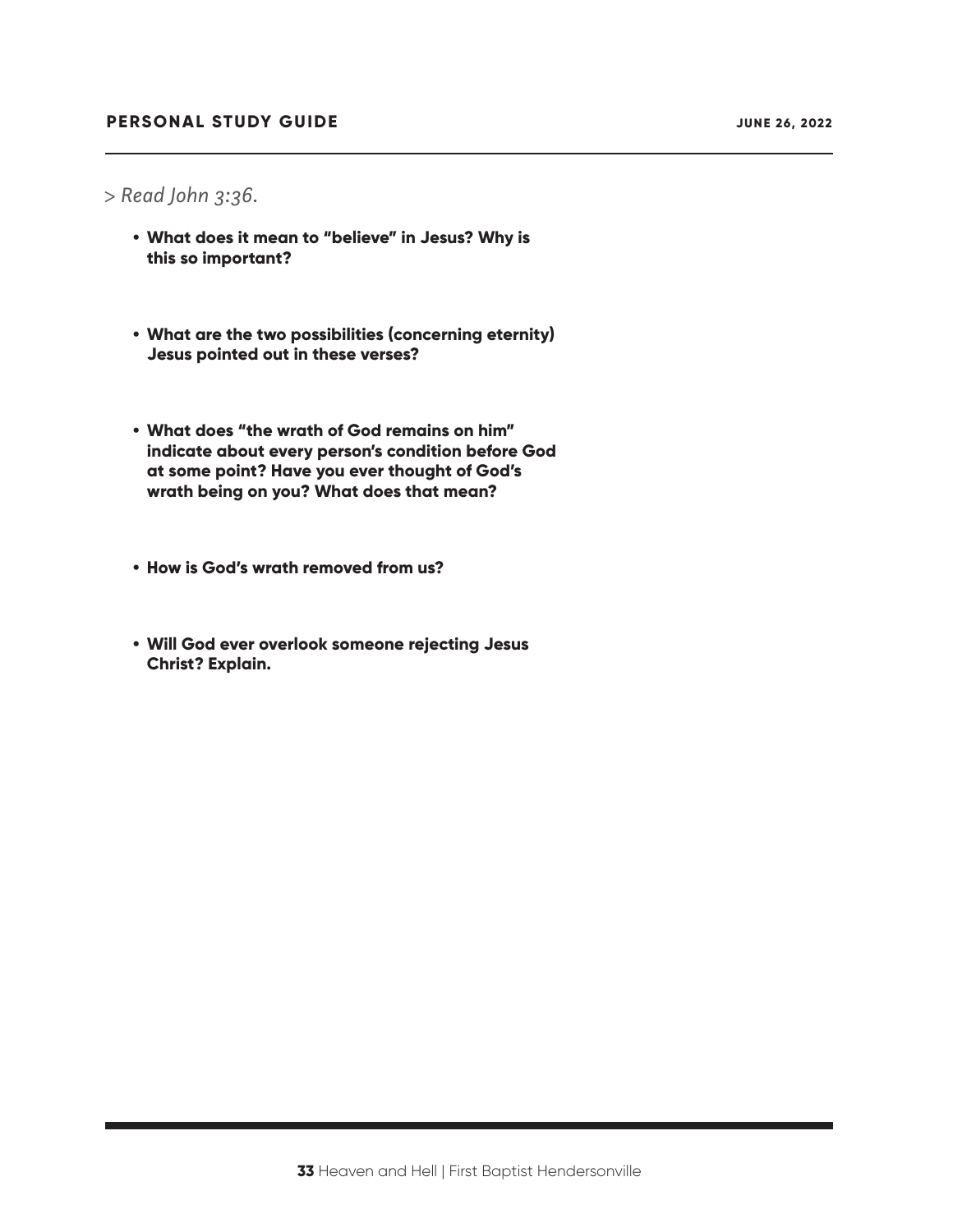> *Read John 3:36.*

- **What does it mean to "believe" in Jesus? Why is this so important?**

- **What are the two possibilities (concerning eternity) Jesus pointed out in these verses?**

- **What does "the wrath of God remains on him" indicate about every person's condition before God at some point? Have you ever thought of God's wrath being on you? What does that mean?**

- **How is God's wrath removed from us?**

- **Will God ever overlook someone rejecting Jesus Christ? Explain.**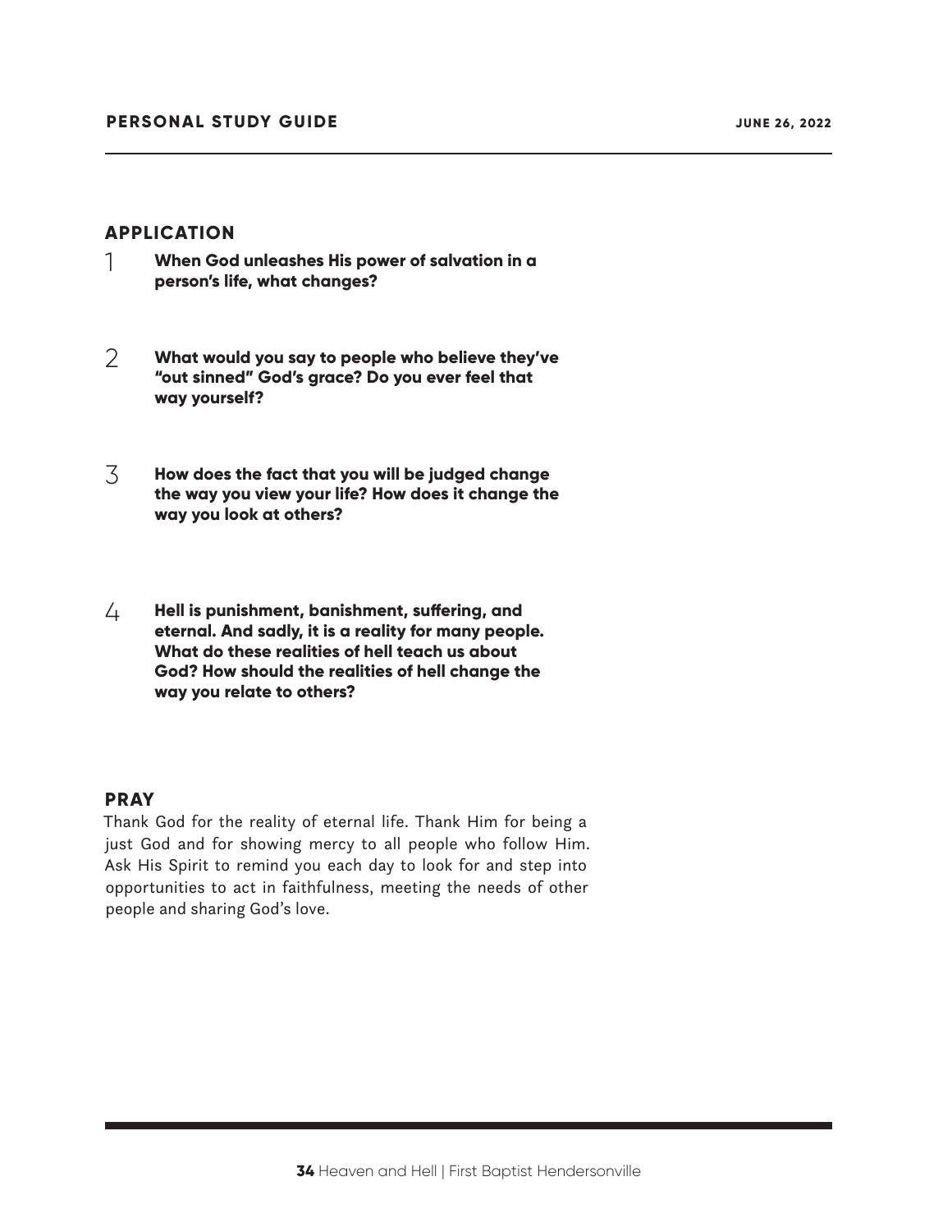## APPLICATION

1. **When God unleashes His power of salvation in a person's life, what changes?**

2. **What would you say to people who believe they've "out sinned" God's grace? Do you ever feel that way yourself?**

3. **How does the fact that you will be judged change the way you view your life? How does it change the way you look at others?**

4. **Hell is punishment, banishment, suffering, and eternal. And sadly, it is a reality for many people. What do these realities of hell teach us about God? How should the realities of hell change the way you relate to others?**

## PRAY

Thank God for the reality of eternal life. Thank Him for being a just God and for showing mercy to all people who follow Him. Ask His Spirit to remind you each day to look for and step into opportunities to act in faithfulness, meeting the needs of other people and sharing God's love.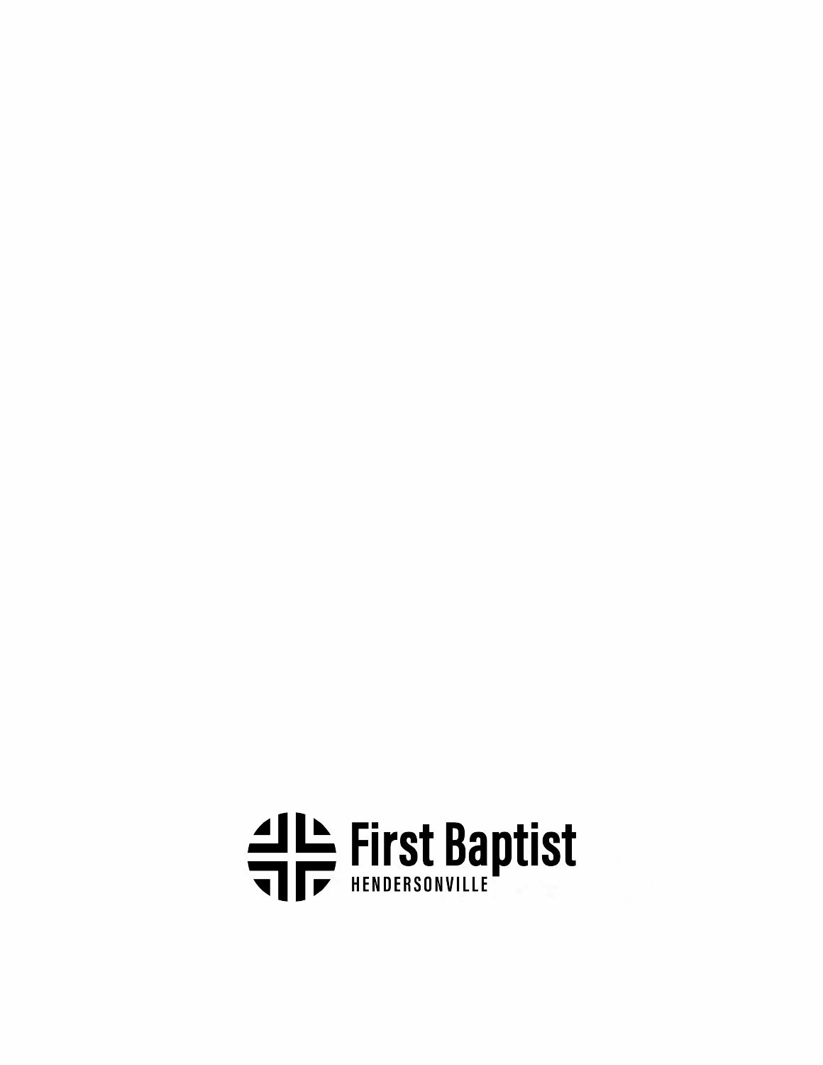First Baptist

HENDERSONVILLE